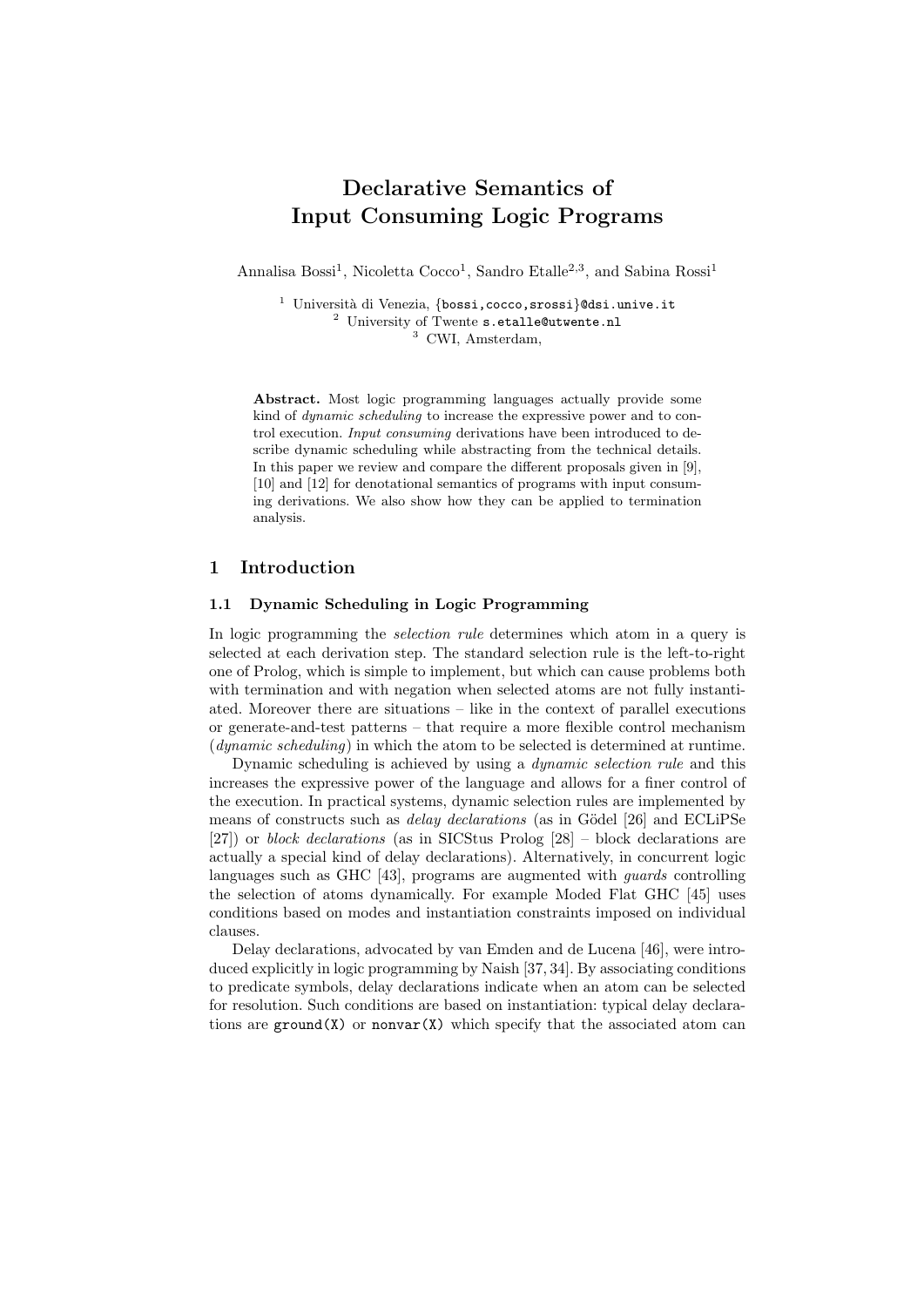# Declarative Semantics of Input Consuming Logic Programs

Annalisa Bossi[1], Nicoletta Cocco[1], Sandro Etalle[2,3], and Sabina Rossi[1]

[1] Università di Venezia, {bossi,cocco,srossi}@dsi.unive.it
[2] University of Twente s.etalle@utwente.nl
[3] CWI, Amsterdam,

**Abstract.** Most logic programming languages actually provide some kind of *dynamic scheduling* to increase the expressive power and to control execution. *Input consuming* derivations have been introduced to describe dynamic scheduling while abstracting from the technical details. In this paper we review and compare the different proposals given in [9], [10] and [12] for denotational semantics of programs with input consuming derivations. We also show how they can be applied to termination analysis.

## 1 Introduction

### 1.1 Dynamic Scheduling in Logic Programming

In logic programming the *selection rule* determines which atom in a query is selected at each derivation step. The standard selection rule is the left-to-right one of Prolog, which is simple to implement, but which can cause problems both with termination and with negation when selected atoms are not fully instantiated. Moreover there are situations – like in the context of parallel executions or generate-and-test patterns – that require a more flexible control mechanism (*dynamic scheduling*) in which the atom to be selected is determined at runtime.

Dynamic scheduling is achieved by using a *dynamic selection rule* and this increases the expressive power of the language and allows for a finer control of the execution. In practical systems, dynamic selection rules are implemented by means of constructs such as *delay declarations* (as in Gödel [26] and ECLiPSe [27]) or *block declarations* (as in SICStus Prolog [28] – block declarations are actually a special kind of delay declarations). Alternatively, in concurrent logic languages such as GHC [43], programs are augmented with *guards* controlling the selection of atoms dynamically. For example Moded Flat GHC [45] uses conditions based on modes and instantiation constraints imposed on individual clauses.

Delay declarations, advocated by van Emden and de Lucena [46], were introduced explicitly in logic programming by Naish [37, 34]. By associating conditions to predicate symbols, delay declarations indicate when an atom can be selected for resolution. Such conditions are based on instantiation: typical delay declarations are `ground(X)` or `nonvar(X)` which specify that the associated atom can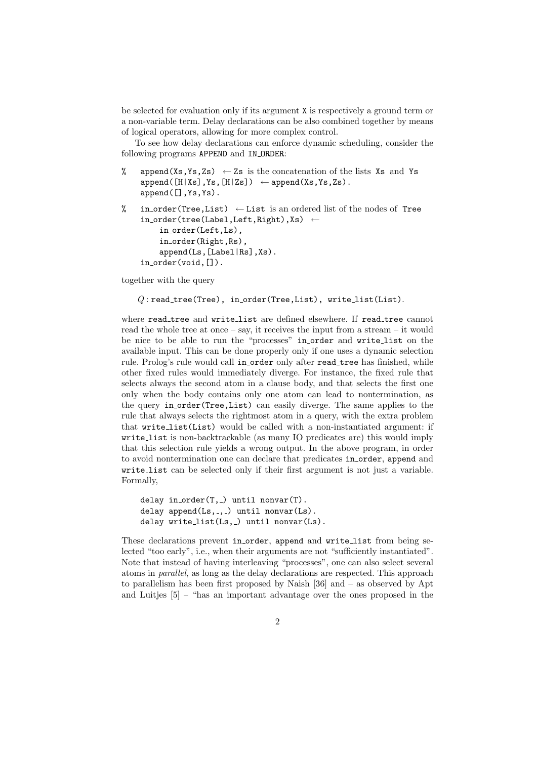be selected for evaluation only if its argument X is respectively a ground term or a non-variable term. Delay declarations can be also combined together by means of logical operators, allowing for more complex control.

To see how delay declarations can enforce dynamic scheduling, consider the following programs APPEND and IN_ORDER:

```
%   append(Xs,Ys,Zs) ← Zs is the concatenation of the lists Xs and Ys
    append([H|Xs],Ys,[H|Zs]) ← append(Xs,Ys,Zs).
    append([],Ys,Ys).

%   in_order(Tree,List) ← List is an ordered list of the nodes of Tree
    in_order(tree(Label,Left,Right),Xs) ←
        in_order(Left,Ls),
        in_order(Right,Rs),
        append(Ls,[Label|Rs],Xs).
    in_order(void,[]).
```

together with the query

$Q$ : read_tree(Tree), in_order(Tree,List), write_list(List).

where read_tree and write_list are defined elsewhere. If read_tree cannot read the whole tree at once – say, it receives the input from a stream – it would be nice to be able to run the "processes" in_order and write_list on the available input. This can be done properly only if one uses a dynamic selection rule. Prolog's rule would call in_order only after read_tree has finished, while other fixed rules would immediately diverge. For instance, the fixed rule that selects always the second atom in a clause body, and that selects the first one only when the body contains only one atom can lead to nontermination, as the query in_order(Tree,List) can easily diverge. The same applies to the rule that always selects the rightmost atom in a query, with the extra problem that write_list(List) would be called with a non-instantiated argument: if write_list is non-backtrackable (as many IO predicates are) this would imply that this selection rule yields a wrong output. In the above program, in order to avoid nontermination one can declare that predicates in_order, append and write_list can be selected only if their first argument is not just a variable. Formally,

```
delay in_order(T,_) until nonvar(T).
delay append(Ls,_,_) until nonvar(Ls).
delay write_list(Ls,_) until nonvar(Ls).
```

These declarations prevent in_order, append and write_list from being selected "too early", i.e., when their arguments are not "sufficiently instantiated". Note that instead of having interleaving "processes", one can also select several atoms in *parallel*, as long as the delay declarations are respected. This approach to parallelism has been first proposed by Naish [36] and – as observed by Apt and Luitjes [5] – "has an important advantage over the ones proposed in the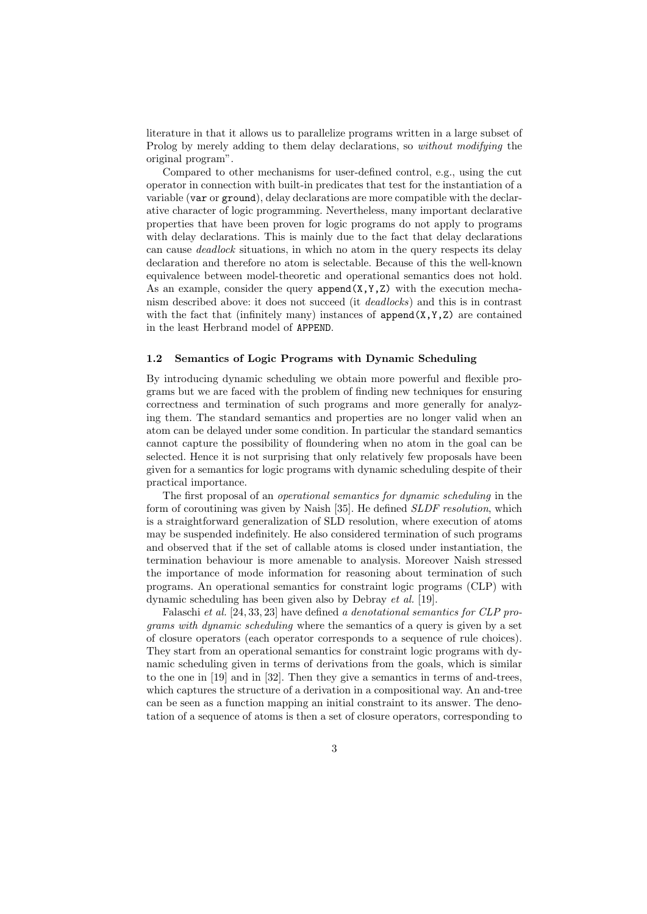literature in that it allows us to parallelize programs written in a large subset of Prolog by merely adding to them delay declarations, so *without modifying* the original program".

Compared to other mechanisms for user-defined control, e.g., using the cut operator in connection with built-in predicates that test for the instantiation of a variable (`var` or `ground`), delay declarations are more compatible with the declarative character of logic programming. Nevertheless, many important declarative properties that have been proven for logic programs do not apply to programs with delay declarations. This is mainly due to the fact that delay declarations can cause *deadlock* situations, in which no atom in the query respects its delay declaration and therefore no atom is selectable. Because of this the well-known equivalence between model-theoretic and operational semantics does not hold. As an example, consider the query `append(X,Y,Z)` with the execution mechanism described above: it does not succeed (it *deadlocks*) and this is in contrast with the fact that (infinitely many) instances of `append(X,Y,Z)` are contained in the least Herbrand model of `APPEND`.

### 1.2 Semantics of Logic Programs with Dynamic Scheduling

By introducing dynamic scheduling we obtain more powerful and flexible programs but we are faced with the problem of finding new techniques for ensuring correctness and termination of such programs and more generally for analyzing them. The standard semantics and properties are no longer valid when an atom can be delayed under some condition. In particular the standard semantics cannot capture the possibility of floundering when no atom in the goal can be selected. Hence it is not surprising that only relatively few proposals have been given for a semantics for logic programs with dynamic scheduling despite of their practical importance.

The first proposal of an *operational semantics for dynamic scheduling* in the form of coroutining was given by Naish [35]. He defined *SLDF resolution*, which is a straightforward generalization of SLD resolution, where execution of atoms may be suspended indefinitely. He also considered termination of such programs and observed that if the set of callable atoms is closed under instantiation, the termination behaviour is more amenable to analysis. Moreover Naish stressed the importance of mode information for reasoning about termination of such programs. An operational semantics for constraint logic programs (CLP) with dynamic scheduling has been given also by Debray *et al.* [19].

Falaschi *et al.* [24, 33, 23] have defined *a denotational semantics for CLP programs with dynamic scheduling* where the semantics of a query is given by a set of closure operators (each operator corresponds to a sequence of rule choices). They start from an operational semantics for constraint logic programs with dynamic scheduling given in terms of derivations from the goals, which is similar to the one in [19] and in [32]. Then they give a semantics in terms of and-trees, which captures the structure of a derivation in a compositional way. An and-tree can be seen as a function mapping an initial constraint to its answer. The denotation of a sequence of atoms is then a set of closure operators, corresponding to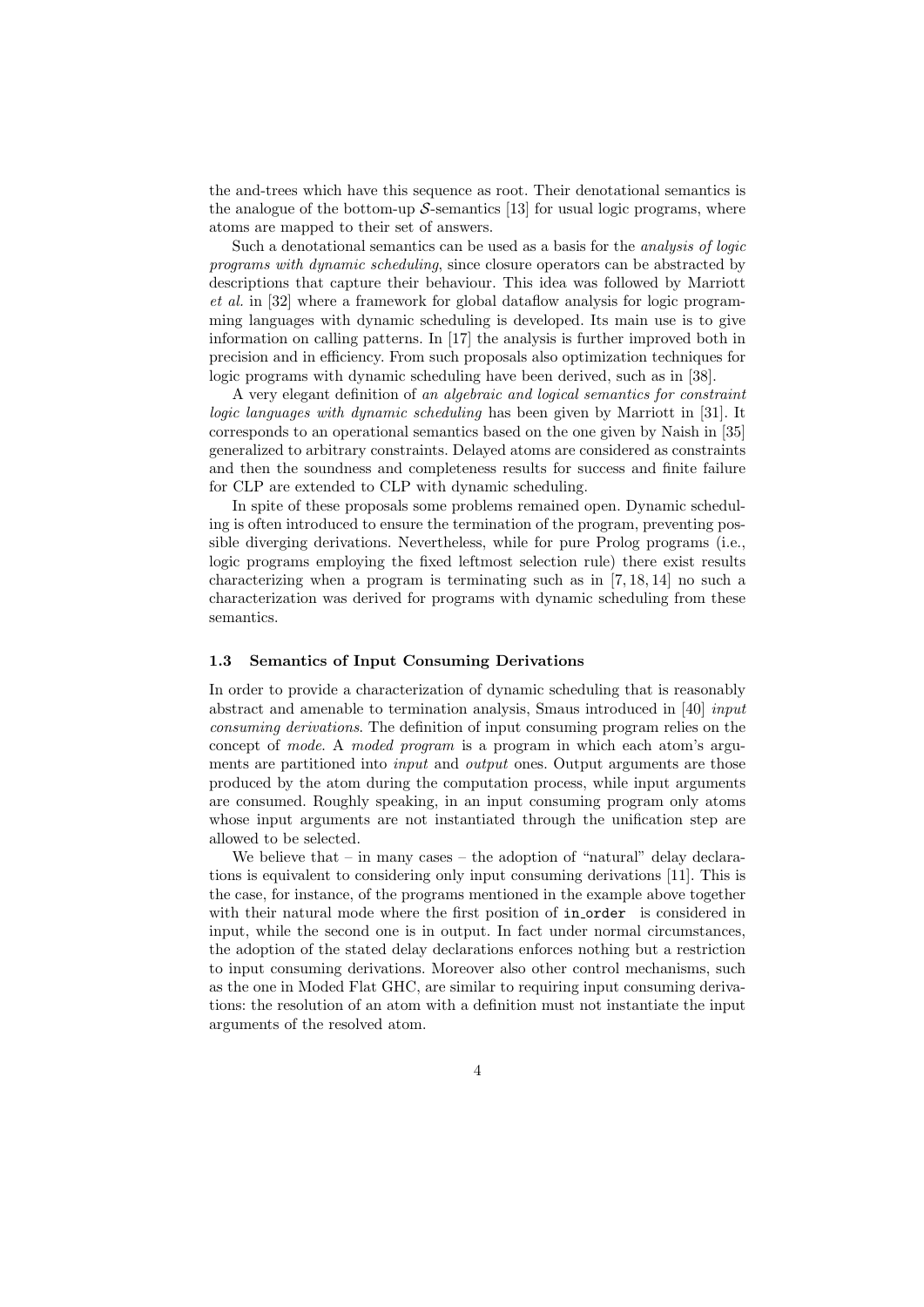the and-trees which have this sequence as root. Their denotational semantics is the analogue of the bottom-up $\mathcal{S}$-semantics [13] for usual logic programs, where atoms are mapped to their set of answers.

Such a denotational semantics can be used as a basis for the *analysis of logic programs with dynamic scheduling*, since closure operators can be abstracted by descriptions that capture their behaviour. This idea was followed by Marriott *et al.* in [32] where a framework for global dataflow analysis for logic programming languages with dynamic scheduling is developed. Its main use is to give information on calling patterns. In [17] the analysis is further improved both in precision and in efficiency. From such proposals also optimization techniques for logic programs with dynamic scheduling have been derived, such as in [38].

A very elegant definition of *an algebraic and logical semantics for constraint logic languages with dynamic scheduling* has been given by Marriott in [31]. It corresponds to an operational semantics based on the one given by Naish in [35] generalized to arbitrary constraints. Delayed atoms are considered as constraints and then the soundness and completeness results for success and finite failure for CLP are extended to CLP with dynamic scheduling.

In spite of these proposals some problems remained open. Dynamic scheduling is often introduced to ensure the termination of the program, preventing possible diverging derivations. Nevertheless, while for pure Prolog programs (i.e., logic programs employing the fixed leftmost selection rule) there exist results characterizing when a program is terminating such as in [7, 18, 14] no such a characterization was derived for programs with dynamic scheduling from these semantics.

### 1.3 Semantics of Input Consuming Derivations

In order to provide a characterization of dynamic scheduling that is reasonably abstract and amenable to termination analysis, Smaus introduced in [40] *input consuming derivations*. The definition of input consuming program relies on the concept of *mode*. A *moded program* is a program in which each atom's arguments are partitioned into *input* and *output* ones. Output arguments are those produced by the atom during the computation process, while input arguments are consumed. Roughly speaking, in an input consuming program only atoms whose input arguments are not instantiated through the unification step are allowed to be selected.

We believe that – in many cases – the adoption of "natural" delay declarations is equivalent to considering only input consuming derivations [11]. This is the case, for instance, of the programs mentioned in the example above together with their natural mode where the first position of `in_order` is considered in input, while the second one is in output. In fact under normal circumstances, the adoption of the stated delay declarations enforces nothing but a restriction to input consuming derivations. Moreover also other control mechanisms, such as the one in Moded Flat GHC, are similar to requiring input consuming derivations: the resolution of an atom with a definition must not instantiate the input arguments of the resolved atom.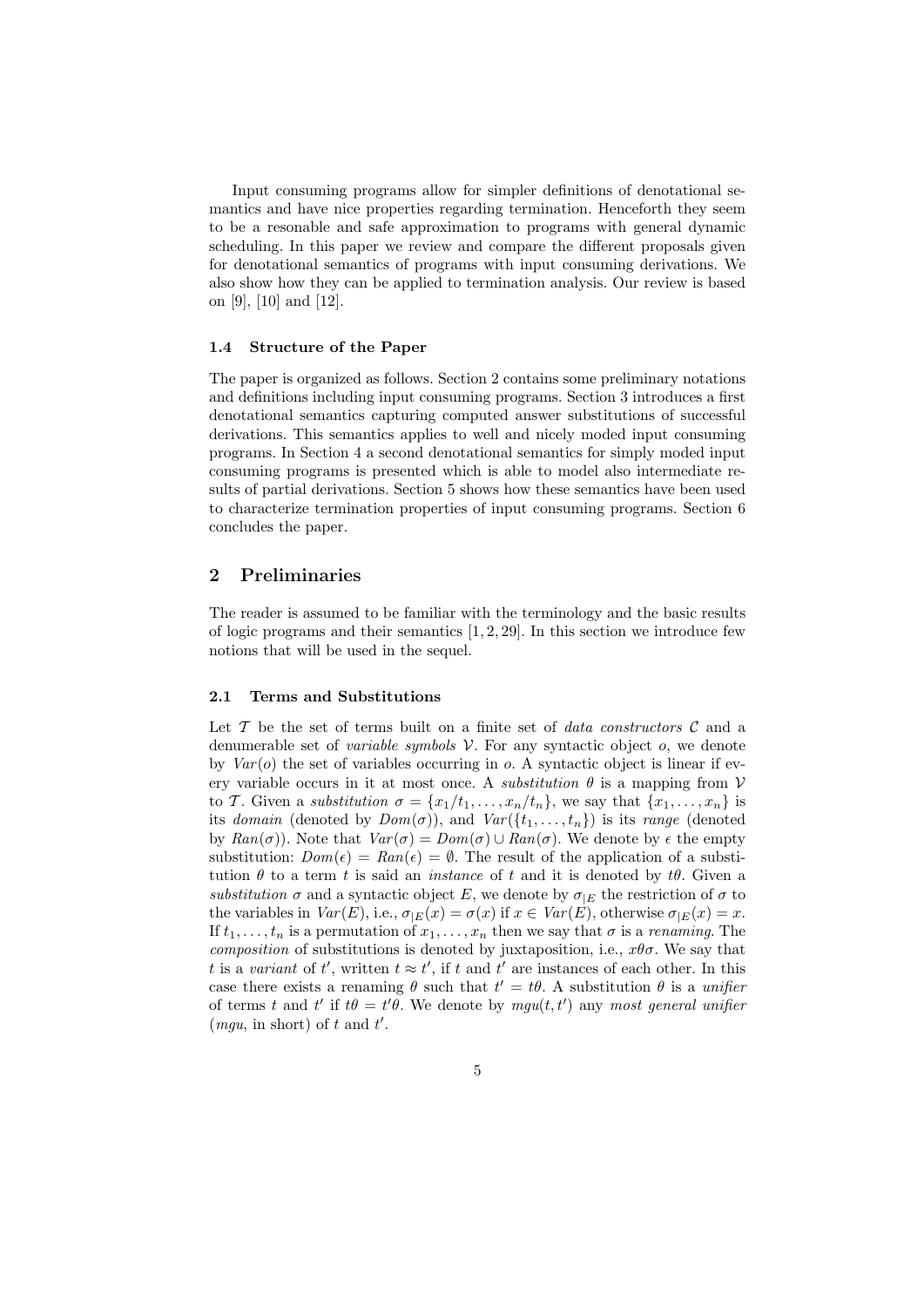Input consuming programs allow for simpler definitions of denotational semantics and have nice properties regarding termination. Henceforth they seem to be a resonable and safe approximation to programs with general dynamic scheduling. In this paper we review and compare the different proposals given for denotational semantics of programs with input consuming derivations. We also show how they can be applied to termination analysis. Our review is based on [9], [10] and [12].

### 1.4 Structure of the Paper

The paper is organized as follows. Section 2 contains some preliminary notations and definitions including input consuming programs. Section 3 introduces a first denotational semantics capturing computed answer substitutions of successful derivations. This semantics applies to well and nicely moded input consuming programs. In Section 4 a second denotational semantics for simply moded input consuming programs is presented which is able to model also intermediate results of partial derivations. Section 5 shows how these semantics have been used to characterize termination properties of input consuming programs. Section 6 concludes the paper.

## 2 Preliminaries

The reader is assumed to be familiar with the terminology and the basic results of logic programs and their semantics [1, 2, 29]. In this section we introduce few notions that will be used in the sequel.

### 2.1 Terms and Substitutions

Let $\mathcal{T}$ be the set of terms built on a finite set of *data constructors* $\mathcal{C}$ and a denumerable set of *variable symbols* $\mathcal{V}$. For any syntactic object $o$, we denote by $Var(o)$ the set of variables occurring in $o$. A syntactic object is linear if every variable occurs in it at most once. A *substitution* $\theta$ is a mapping from $\mathcal{V}$ to $\mathcal{T}$. Given a *substitution* $\sigma = \{x_1/t_1, \dots, x_n/t_n\}$, we say that $\{x_1, \dots, x_n\}$ is its *domain* (denoted by $Dom(\sigma)$), and $Var(\{t_1, \dots, t_n\})$ is its *range* (denoted by $Ran(\sigma)$). Note that $Var(\sigma) = Dom(\sigma) \cup Ran(\sigma)$. We denote by $\epsilon$ the empty substitution: $Dom(\epsilon) = Ran(\epsilon) = \emptyset$. The result of the application of a substitution $\theta$ to a term $t$ is said an *instance* of $t$ and it is denoted by $t\theta$. Given a *substitution* $\sigma$ and a syntactic object $E$, we denote by $\sigma_{|E}$ the restriction of $\sigma$ to the variables in $Var(E)$, i.e., $\sigma_{|E}(x) = \sigma(x)$ if $x \in Var(E)$, otherwise $\sigma_{|E}(x) = x$. If $t_1, \dots, t_n$ is a permutation of $x_1, \dots, x_n$ then we say that $\sigma$ is a *renaming*. The *composition* of substitutions is denoted by juxtaposition, i.e., $x\theta\sigma$. We say that $t$ is a *variant* of $t'$, written $t \approx t'$, if $t$ and $t'$ are instances of each other. In this case there exists a renaming $\theta$ such that $t' = t\theta$. A substitution $\theta$ is a *unifier* of terms $t$ and $t'$ if $t\theta = t'\theta$. We denote by $mgu(t, t')$ any *most general unifier* (*mgu*, in short) of $t$ and $t'$.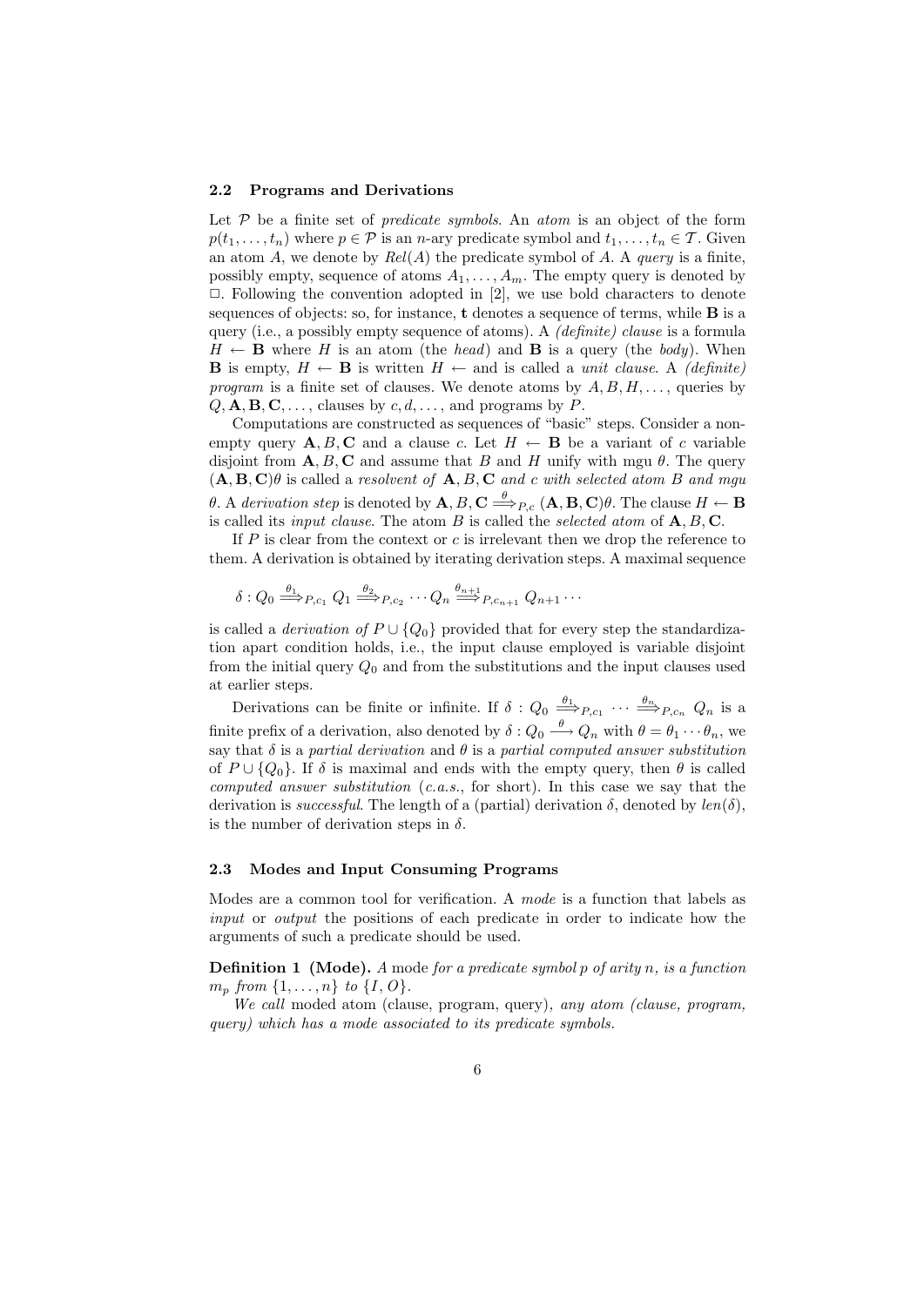### 2.2 Programs and Derivations

Let $\mathcal{P}$ be a finite set of *predicate symbols*. An *atom* is an object of the form $p(t_1, \ldots, t_n)$ where $p \in \mathcal{P}$ is an $n$-ary predicate symbol and $t_1, \ldots, t_n \in \mathcal{T}$. Given an atom $A$, we denote by $Rel(A)$ the predicate symbol of $A$. A *query* is a finite, possibly empty, sequence of atoms $A_1, \ldots, A_m$. The empty query is denoted by $\square$. Following the convention adopted in [2], we use bold characters to denote sequences of objects: so, for instance, $\mathbf{t}$ denotes a sequence of terms, while $\mathbf{B}$ is a query (i.e., a possibly empty sequence of atoms). A *(definite) clause* is a formula $H \leftarrow \mathbf{B}$ where $H$ is an atom (the *head*) and $\mathbf{B}$ is a query (the *body*). When $\mathbf{B}$ is empty, $H \leftarrow \mathbf{B}$ is written $H \leftarrow$ and is called a *unit clause*. A *(definite) program* is a finite set of clauses. We denote atoms by $A, B, H, \ldots$, queries by $Q, \mathbf{A}, \mathbf{B}, \mathbf{C}, \ldots$, clauses by $c, d, \ldots$, and programs by $P$.

Computations are constructed as sequences of "basic" steps. Consider a non-empty query $\mathbf{A}, B, \mathbf{C}$ and a clause $c$. Let $H \leftarrow \mathbf{B}$ be a variant of $c$ variable disjoint from $\mathbf{A}, B, \mathbf{C}$ and assume that $B$ and $H$ unify with mgu $\theta$. The query $(\mathbf{A}, \mathbf{B}, \mathbf{C})\theta$ is called a *resolvent of* $\mathbf{A}, B, \mathbf{C}$ *and* $c$ *with selected atom* $B$ *and mgu* $\theta$. A *derivation step* is denoted by $\mathbf{A}, B, \mathbf{C} \stackrel{\theta}{\Longrightarrow}_{P,c} (\mathbf{A}, \mathbf{B}, \mathbf{C})\theta$. The clause $H \leftarrow \mathbf{B}$ is called its *input clause*. The atom $B$ is called the *selected atom* of $\mathbf{A}, B, \mathbf{C}$.

If $P$ is clear from the context or $c$ is irrelevant then we drop the reference to them. A derivation is obtained by iterating derivation steps. A maximal sequence

$$\delta : Q_0 \stackrel{\theta_1}{\Longrightarrow}_{P,c_1} Q_1 \stackrel{\theta_2}{\Longrightarrow}_{P,c_2} \cdots Q_n \stackrel{\theta_{n+1}}{\Longrightarrow}_{P,c_{n+1}} Q_{n+1} \cdots$$

is called a *derivation of* $P \cup \{Q_0\}$ provided that for every step the standardization apart condition holds, i.e., the input clause employed is variable disjoint from the initial query $Q_0$ and from the substitutions and the input clauses used at earlier steps.

Derivations can be finite or infinite. If $\delta : Q_0 \stackrel{\theta_1}{\Longrightarrow}_{P,c_1} \cdots \stackrel{\theta_n}{\Longrightarrow}_{P,c_n} Q_n$ is a finite prefix of a derivation, also denoted by $\delta : Q_0 \stackrel{\theta}{\longrightarrow} Q_n$ with $\theta = \theta_1 \cdots \theta_n$, we say that $\delta$ is a *partial derivation* and $\theta$ is a *partial computed answer substitution* of $P \cup \{Q_0\}$. If $\delta$ is maximal and ends with the empty query, then $\theta$ is called *computed answer substitution* (*c.a.s.*, for short). In this case we say that the derivation is *successful*. The length of a (partial) derivation $\delta$, denoted by $len(\delta)$, is the number of derivation steps in $\delta$.

### 2.3 Modes and Input Consuming Programs

Modes are a common tool for verification. A *mode* is a function that labels as *input* or *output* the positions of each predicate in order to indicate how the arguments of such a predicate should be used.

**Definition 1 (Mode).** *A* mode *for a predicate symbol* $p$ *of arity* $n$, *is a function* $m_p$ *from* $\{1, \ldots, n\}$ *to* $\{I, O\}$.

*We call* moded atom (clause, program, query)*, any atom (clause, program, query) which has a mode associated to its predicate symbols.*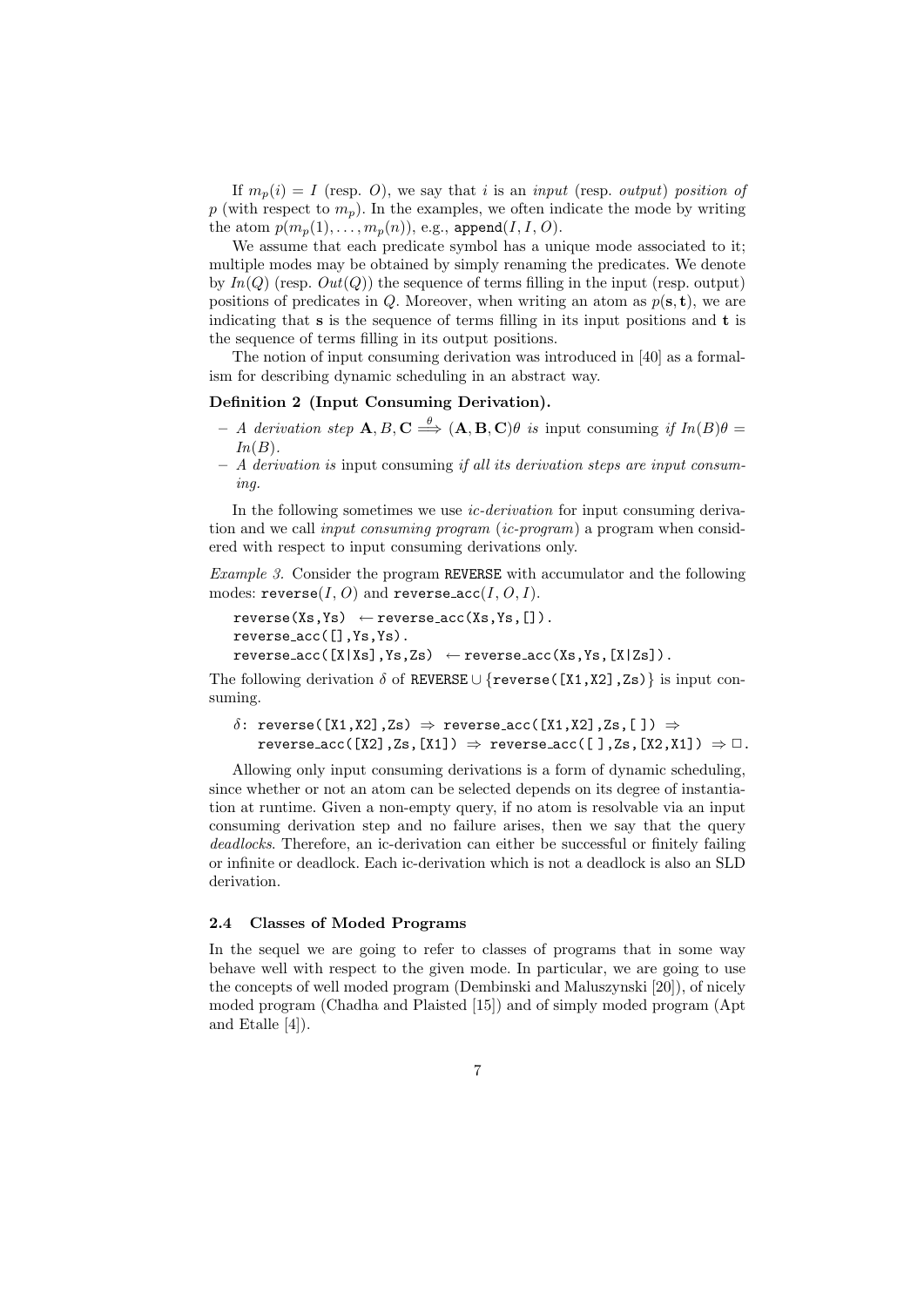If $m_p(i) = I$ (resp. $O$), we say that $i$ is an *input* (resp. *output*) *position of* $p$ (with respect to $m_p$). In the examples, we often indicate the mode by writing the atom $p(m_p(1), \ldots, m_p(n))$, e.g., $\mathtt{append}(I, I, O)$.

We assume that each predicate symbol has a unique mode associated to it; multiple modes may be obtained by simply renaming the predicates. We denote by $In(Q)$ (resp. $Out(Q)$) the sequence of terms filling in the input (resp. output) positions of predicates in $Q$. Moreover, when writing an atom as $p(\mathbf{s}, \mathbf{t})$, we are indicating that $\mathbf{s}$ is the sequence of terms filling in its input positions and $\mathbf{t}$ is the sequence of terms filling in its output positions.

The notion of input consuming derivation was introduced in [40] as a formalism for describing dynamic scheduling in an abstract way.

**Definition 2 (Input Consuming Derivation).**

- *A derivation step* $\mathbf{A}, B, \mathbf{C} \overset{\theta}{\Longrightarrow} (\mathbf{A}, \mathbf{B}, \mathbf{C})\theta$ *is* input consuming *if* $In(B)\theta = In(B)$.
- *A derivation is* input consuming *if all its derivation steps are input consuming.*

In the following sometimes we use *ic-derivation* for input consuming derivation and we call *input consuming program* (*ic-program*) a program when considered with respect to input consuming derivations only.

*Example 3.* Consider the program REVERSE with accumulator and the following modes: $\mathtt{reverse}(I, O)$ and $\mathtt{reverse\_acc}(I, O, I)$.

```
reverse(Xs,Ys) ← reverse_acc(Xs,Ys,[]).
reverse_acc([],Ys,Ys).
reverse_acc([X|Xs],Ys,Zs) ← reverse_acc(Xs,Ys,[X|Zs]).
```

The following derivation $\delta$ of REVERSE $\cup$ {reverse([X1,X2],Zs)} is input consuming.

```
δ: reverse([X1,X2],Zs) ⇒ reverse_acc([X1,X2],Zs,[ ]) ⇒
   reverse_acc([X2],Zs,[X1]) ⇒ reverse_acc([ ],Zs,[X2,X1]) ⇒ □.
```

Allowing only input consuming derivations is a form of dynamic scheduling, since whether or not an atom can be selected depends on its degree of instantiation at runtime. Given a non-empty query, if no atom is resolvable via an input consuming derivation step and no failure arises, then we say that the query *deadlocks*. Therefore, an ic-derivation can either be successful or finitely failing or infinite or deadlock. Each ic-derivation which is not a deadlock is also an SLD derivation.

### 2.4 Classes of Moded Programs

In the sequel we are going to refer to classes of programs that in some way behave well with respect to the given mode. In particular, we are going to use the concepts of well moded program (Dembinski and Maluszynski [20]), of nicely moded program (Chadha and Plaisted [15]) and of simply moded program (Apt and Etalle [4]).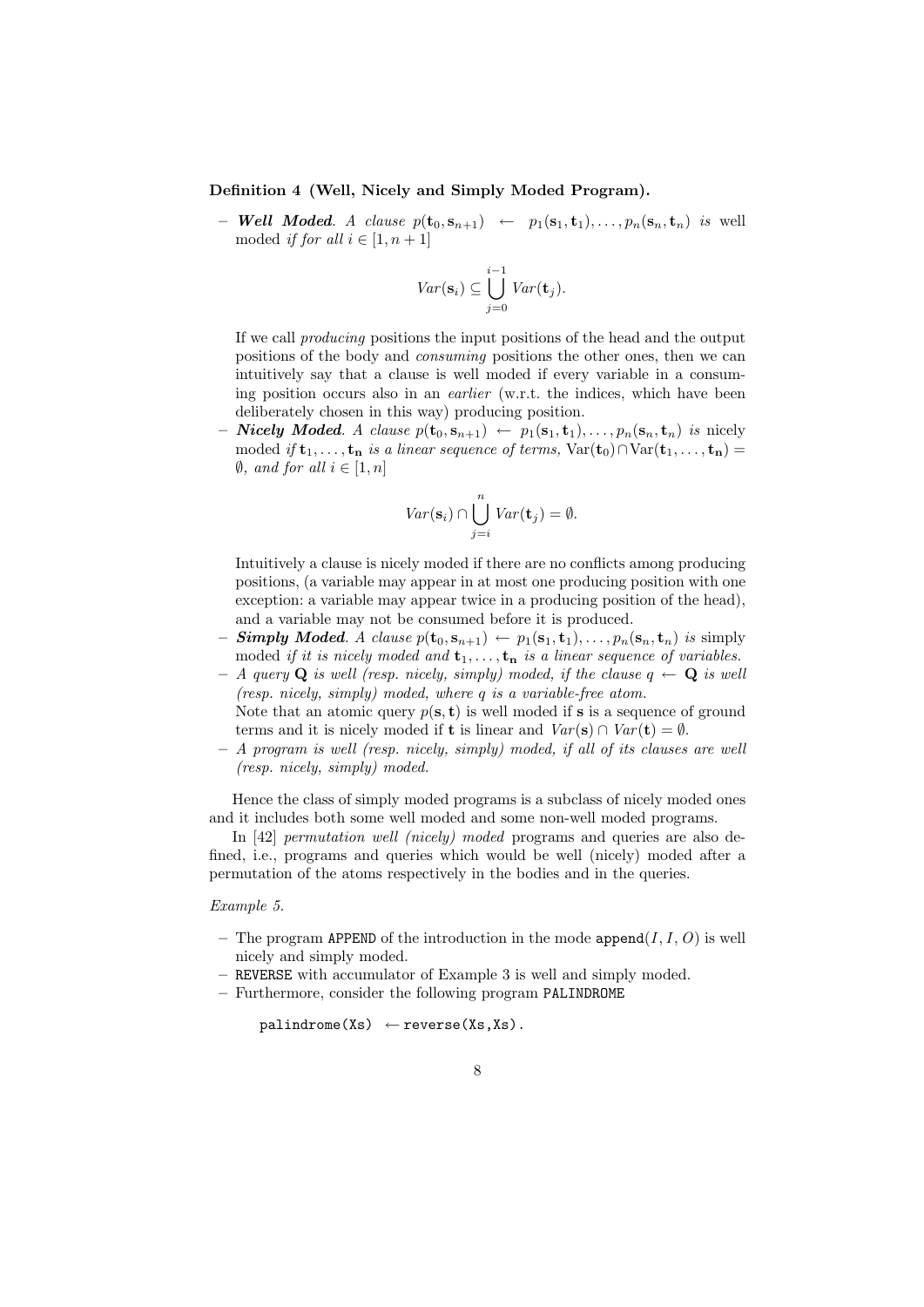**Definition 4 (Well, Nicely and Simply Moded Program).**

- ***Well Moded****. A clause* $p(\mathbf{t}_0, \mathbf{s}_{n+1}) \leftarrow p_1(\mathbf{s}_1, \mathbf{t}_1), \ldots, p_n(\mathbf{s}_n, \mathbf{t}_n)$ *is* well moded *if for all* $i \in [1, n+1]$

$$Var(\mathbf{s}_i) \subseteq \bigcup_{j=0}^{i-1} Var(\mathbf{t}_j).$$

  If we call *producing* positions the input positions of the head and the output positions of the body and *consuming* positions the other ones, then we can intuitively say that a clause is well moded if every variable in a consuming position occurs also in an *earlier* (w.r.t. the indices, which have been deliberately chosen in this way) producing position.

- ***Nicely Moded****. A clause* $p(\mathbf{t}_0, \mathbf{s}_{n+1}) \leftarrow p_1(\mathbf{s}_1, \mathbf{t}_1), \ldots, p_n(\mathbf{s}_n, \mathbf{t}_n)$ *is* nicely moded *if* $\mathbf{t}_1, \ldots, \mathbf{t_n}$ *is a linear sequence of terms,* $\mathrm{Var}(\mathbf{t}_0) \cap \mathrm{Var}(\mathbf{t}_1, \ldots, \mathbf{t_n}) = \emptyset$*, and for all* $i \in [1, n]$

$$Var(\mathbf{s}_i) \cap \bigcup_{j=i}^{n} Var(\mathbf{t}_j) = \emptyset.$$

  Intuitively a clause is nicely moded if there are no conflicts among producing positions, (a variable may appear in at most one producing position with one exception: a variable may appear twice in a producing position of the head), and a variable may not be consumed before it is produced.

- ***Simply Moded****. A clause* $p(\mathbf{t}_0, \mathbf{s}_{n+1}) \leftarrow p_1(\mathbf{s}_1, \mathbf{t}_1), \ldots, p_n(\mathbf{s}_n, \mathbf{t}_n)$ *is* simply moded *if it is nicely moded and* $\mathbf{t}_1, \ldots, \mathbf{t_n}$ *is a linear sequence of variables.*

- *A query* $\mathbf{Q}$ *is well (resp. nicely, simply) moded, if the clause* $q \leftarrow \mathbf{Q}$ *is well (resp. nicely, simply) moded, where* $q$ *is a variable-free atom.*
  Note that an atomic query $p(\mathbf{s}, \mathbf{t})$ is well moded if $\mathbf{s}$ is a sequence of ground terms and it is nicely moded if $\mathbf{t}$ is linear and $Var(\mathbf{s}) \cap Var(\mathbf{t}) = \emptyset$.

- *A program is well (resp. nicely, simply) moded, if all of its clauses are well (resp. nicely, simply) moded.*

Hence the class of simply moded programs is a subclass of nicely moded ones and it includes both some well moded and some non-well moded programs.

In [42] *permutation well (nicely) moded* programs and queries are also defined, i.e., programs and queries which would be well (nicely) moded after a permutation of the atoms respectively in the bodies and in the queries.

*Example 5.*

- The program APPEND of the introduction in the mode append($I, I, O$) is well nicely and simply moded.
- REVERSE with accumulator of Example 3 is well and simply moded.
- Furthermore, consider the following program PALINDROME

```
palindrome(Xs) ← reverse(Xs,Xs).
```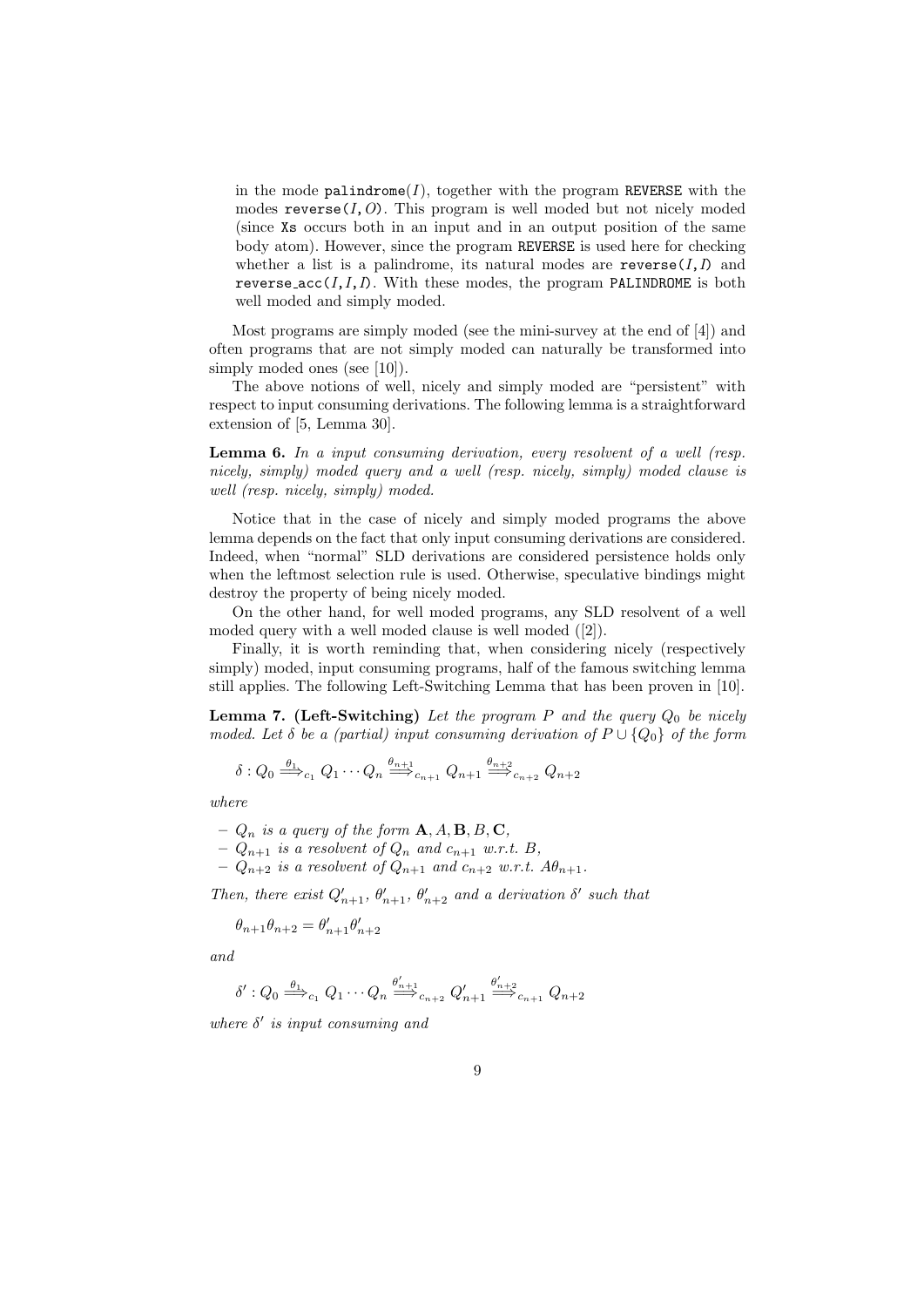in the mode `palindrome(I)`, together with the program `REVERSE` with the modes `reverse(I,O)`. This program is well moded but not nicely moded (since `Xs` occurs both in an input and in an output position of the same body atom). However, since the program `REVERSE` is used here for checking whether a list is a palindrome, its natural modes are `reverse(I,I)` and `reverse_acc(I,I,I)`. With these modes, the program `PALINDROME` is both well moded and simply moded.

Most programs are simply moded (see the mini-survey at the end of [4]) and often programs that are not simply moded can naturally be transformed into simply moded ones (see [10]).

The above notions of well, nicely and simply moded are "persistent" with respect to input consuming derivations. The following lemma is a straightforward extension of [5, Lemma 30].

**Lemma 6.** *In a input consuming derivation, every resolvent of a well (resp. nicely, simply) moded query and a well (resp. nicely, simply) moded clause is well (resp. nicely, simply) moded.*

Notice that in the case of nicely and simply moded programs the above lemma depends on the fact that only input consuming derivations are considered. Indeed, when "normal" SLD derivations are considered persistence holds only when the leftmost selection rule is used. Otherwise, speculative bindings might destroy the property of being nicely moded.

On the other hand, for well moded programs, any SLD resolvent of a well moded query with a well moded clause is well moded ([2]).

Finally, it is worth reminding that, when considering nicely (respectively simply) moded, input consuming programs, half of the famous switching lemma still applies. The following Left-Switching Lemma that has been proven in [10].

**Lemma 7. (Left-Switching)** *Let the program $P$ and the query $Q_0$ be nicely moded. Let $\delta$ be a (partial) input consuming derivation of $P \cup \{Q_0\}$ of the form*

$$\delta : Q_0 \xrightarrow{\theta_1}_{c_1} Q_1 \cdots Q_n \xrightarrow{\theta_{n+1}}_{c_{n+1}} Q_{n+1} \xrightarrow{\theta_{n+2}}_{c_{n+2}} Q_{n+2}$$

*where*

- *$Q_n$ is a query of the form $\mathbf{A}, A, \mathbf{B}, B, \mathbf{C}$,*
- *$Q_{n+1}$ is a resolvent of $Q_n$ and $c_{n+1}$ w.r.t. $B$,*
- *$Q_{n+2}$ is a resolvent of $Q_{n+1}$ and $c_{n+2}$ w.r.t. $A\theta_{n+1}$.*

*Then, there exist $Q'_{n+1}$, $\theta'_{n+1}$, $\theta'_{n+2}$ and a derivation $\delta'$ such that*

$$\theta_{n+1}\theta_{n+2} = \theta'_{n+1}\theta'_{n+2}$$

*and*

$$\delta' : Q_0 \xrightarrow{\theta_1}_{c_1} Q_1 \cdots Q_n \xrightarrow{\theta'_{n+1}}_{c_{n+2}} Q'_{n+1} \xrightarrow{\theta'_{n+2}}_{c_{n+1}} Q_{n+2}$$

*where $\delta'$ is input consuming and*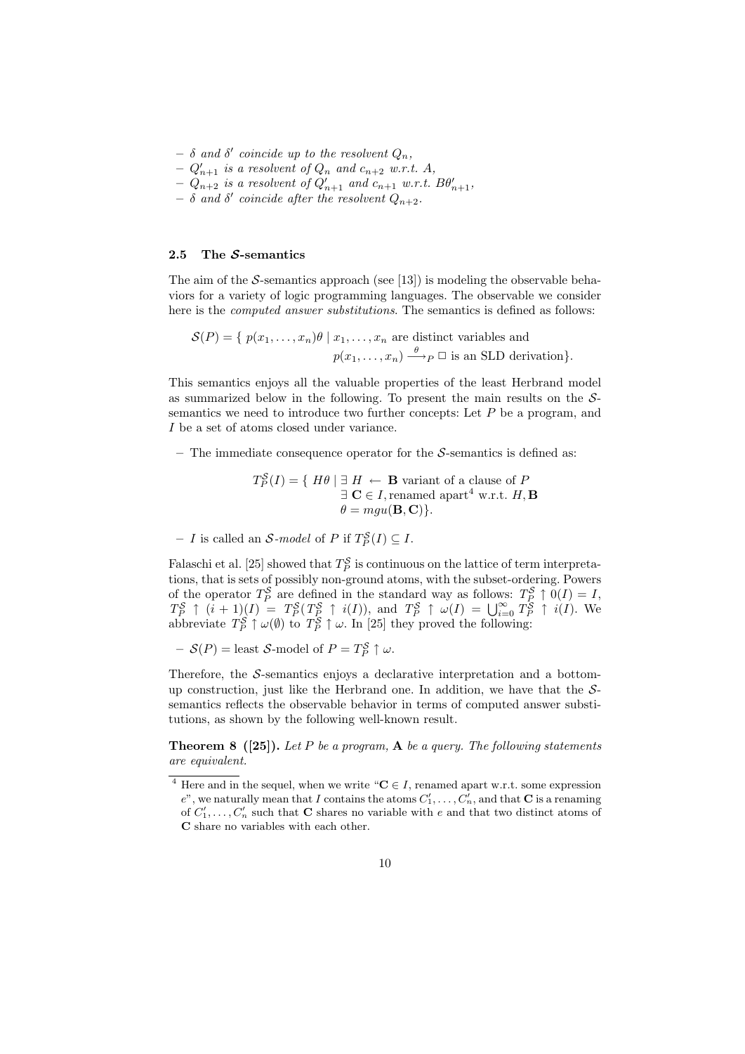- $\delta$ *and* $\delta'$ *coincide up to the resolvent* $Q_n$,
- $Q'_{n+1}$ *is a resolvent of* $Q_n$ *and* $c_{n+2}$ *w.r.t.* $A$,
- $Q_{n+2}$ *is a resolvent of* $Q'_{n+1}$ *and* $c_{n+1}$ *w.r.t.* $B\theta'_{n+1}$,
- $\delta$ *and* $\delta'$ *coincide after the resolvent* $Q_{n+2}$.

### 2.5 The $\mathcal{S}$-semantics

The aim of the $\mathcal{S}$-semantics approach (see [13]) is modeling the observable behaviors for a variety of logic programming languages. The observable we consider here is the *computed answer substitutions*. The semantics is defined as follows:

$$\mathcal{S}(P) = \{\ p(x_1,\dots,x_n)\theta \mid x_1,\dots,x_n \text{ are distinct variables and } p(x_1,\dots,x_n) \xrightarrow{\theta}_P \Box \text{ is an SLD derivation}\}.$$

This semantics enjoys all the valuable properties of the least Herbrand model as summarized below in the following. To present the main results on the $\mathcal{S}$-semantics we need to introduce two further concepts: Let $P$ be a program, and $I$ be a set of atoms closed under variance.

- The immediate consequence operator for the $\mathcal{S}$-semantics is defined as:

$$T_P^{\mathcal{S}}(I) = \{\ H\theta \mid \exists\ H \leftarrow \mathbf{B} \text{ variant of a clause of } P,\ \exists\ \mathbf{C} \in I, \text{renamed apart}^4 \text{ w.r.t. } H,\mathbf{B},\ \theta = mgu(\mathbf{B},\mathbf{C})\}.$$

- $I$ is called an $\mathcal{S}$*-model* of $P$ if $T_P^{\mathcal{S}}(I) \subseteq I$.

Falaschi et al. [25] showed that $T_P^{\mathcal{S}}$ is continuous on the lattice of term interpretations, that is sets of possibly non-ground atoms, with the subset-ordering. Powers of the operator $T_P^{\mathcal{S}}$ are defined in the standard way as follows: $T_P^{\mathcal{S}} \uparrow 0(I) = I$, $T_P^{\mathcal{S}} \uparrow (i+1)(I) = T_P^{\mathcal{S}}(T_P^{\mathcal{S}} \uparrow i(I))$, and $T_P^{\mathcal{S}} \uparrow \omega(I) = \bigcup_{i=0}^{\infty} T_P^{\mathcal{S}} \uparrow i(I)$. We abbreviate $T_P^{\mathcal{S}} \uparrow \omega(\emptyset)$ to $T_P^{\mathcal{S}} \uparrow \omega$. In [25] they proved the following:

- $\mathcal{S}(P) =$ least $\mathcal{S}$-model of $P = T_P^{\mathcal{S}} \uparrow \omega$.

Therefore, the $\mathcal{S}$-semantics enjoys a declarative interpretation and a bottom-up construction, just like the Herbrand one. In addition, we have that the $\mathcal{S}$-semantics reflects the observable behavior in terms of computed answer substitutions, as shown by the following well-known result.

**Theorem 8 ([25]).** *Let $P$ be a program, $\mathbf{A}$ be a query. The following statements are equivalent.*

[4] Here and in the sequel, when we write "$\mathbf{C} \in I$, renamed apart w.r.t. some expression $e$", we naturally mean that $I$ contains the atoms $C'_1,\dots,C'_n$, and that $\mathbf{C}$ is a renaming of $C'_1,\dots,C'_n$ such that $\mathbf{C}$ shares no variable with $e$ and that two distinct atoms of $\mathbf{C}$ share no variables with each other.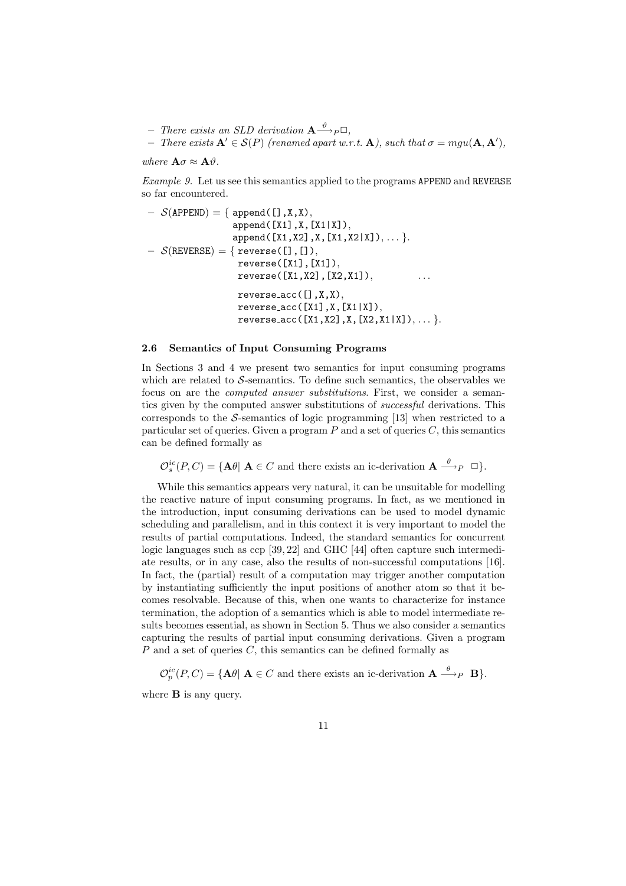– *There exists an SLD derivation* $\mathbf{A} \stackrel{\vartheta}{\longrightarrow}_P \Box$,
– *There exists* $\mathbf{A}' \in \mathcal{S}(P)$ *(renamed apart w.r.t.* $\mathbf{A}$*), such that* $\sigma = mgu(\mathbf{A}, \mathbf{A}')$,

*where* $\mathbf{A}\sigma \approx \mathbf{A}\vartheta$.

*Example 9.* Let us see this semantics applied to the programs `APPEND` and `REVERSE` so far encountered.

– $\mathcal{S}$(`APPEND`) = { `append([],X,X)`,
  `append([X1],X,[X1|X])`,
  `append([X1,X2],X,[X1,X2|X])`, … }.
– $\mathcal{S}$(`REVERSE`) = { `reverse([],[])`,
  `reverse([X1],[X1])`,
  `reverse([X1,X2],[X2,X1])`, …
  `reverse_acc([],X,X)`,
  `reverse_acc([X1],X,[X1|X])`,
  `reverse_acc([X1,X2],X,[X2,X1|X])`, … }.

### 2.6 Semantics of Input Consuming Programs

In Sections 3 and 4 we present two semantics for input consuming programs which are related to $\mathcal{S}$-semantics. To define such semantics, the observables we focus on are the *computed answer substitutions*. First, we consider a semantics given by the computed answer substitutions of *successful* derivations. This corresponds to the $\mathcal{S}$-semantics of logic programming [13] when restricted to a particular set of queries. Given a program $P$ and a set of queries $C$, this semantics can be defined formally as

$$\mathcal{O}_s^{ic}(P, C) = \{\mathbf{A}\theta \mid \mathbf{A} \in C \text{ and there exists an ic-derivation } \mathbf{A} \stackrel{\theta}{\longrightarrow}_P \Box\}.$$

While this semantics appears very natural, it can be unsuitable for modelling the reactive nature of input consuming programs. In fact, as we mentioned in the introduction, input consuming derivations can be used to model dynamic scheduling and parallelism, and in this context it is very important to model the results of partial computations. Indeed, the standard semantics for concurrent logic languages such as ccp [39, 22] and GHC [44] often capture such intermediate results, or in any case, also the results of non-successful computations [16]. In fact, the (partial) result of a computation may trigger another computation by instantiating sufficiently the input positions of another atom so that it becomes resolvable. Because of this, when one wants to characterize for instance termination, the adoption of a semantics which is able to model intermediate results becomes essential, as shown in Section 5. Thus we also consider a semantics capturing the results of partial input consuming derivations. Given a program $P$ and a set of queries $C$, this semantics can be defined formally as

$$\mathcal{O}_p^{ic}(P, C) = \{\mathbf{A}\theta \mid \mathbf{A} \in C \text{ and there exists an ic-derivation } \mathbf{A} \stackrel{\theta}{\longrightarrow}_P \mathbf{B}\}.$$

where $\mathbf{B}$ is any query.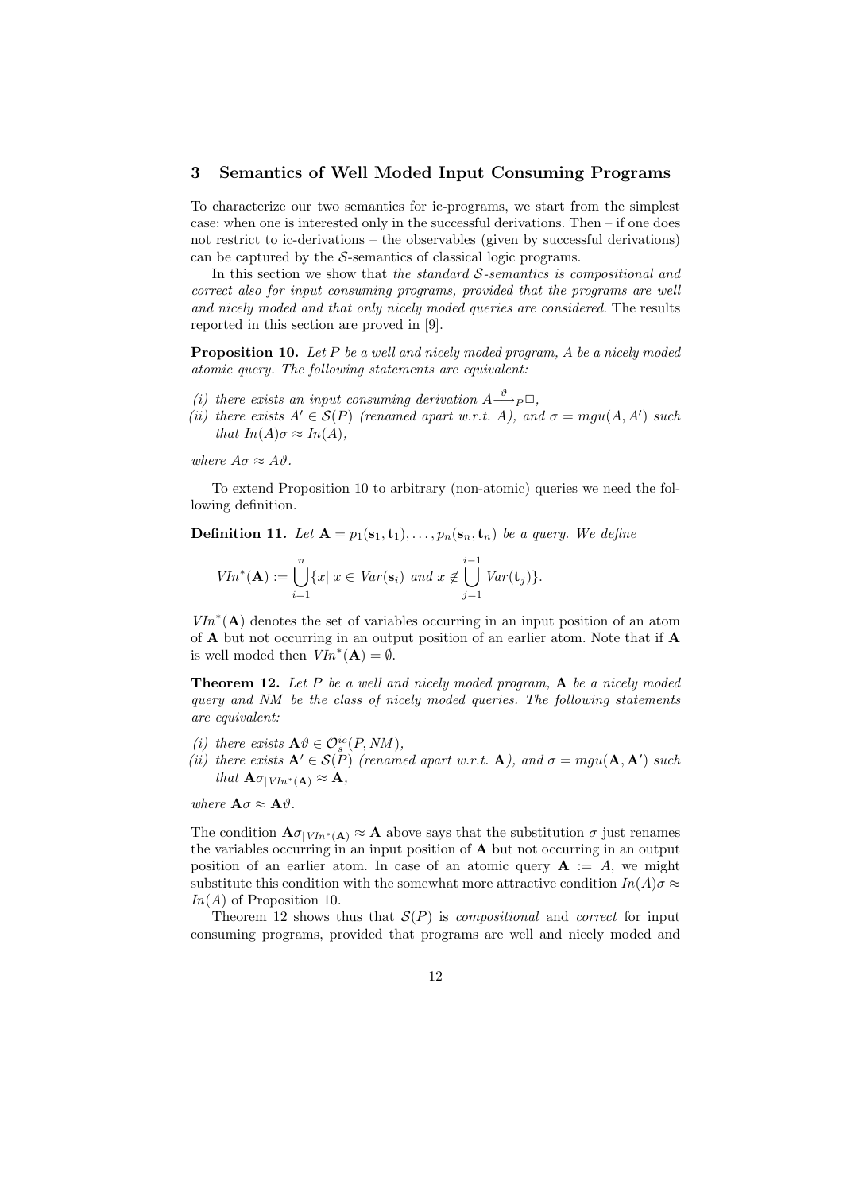## 3 Semantics of Well Moded Input Consuming Programs

To characterize our two semantics for ic-programs, we start from the simplest case: when one is interested only in the successful derivations. Then – if one does not restrict to ic-derivations – the observables (given by successful derivations) can be captured by the $\mathcal{S}$-semantics of classical logic programs.

In this section we show that *the standard $\mathcal{S}$-semantics is compositional and correct also for input consuming programs, provided that the programs are well and nicely moded and that only nicely moded queries are considered*. The results reported in this section are proved in [9].

**Proposition 10.** *Let $P$ be a well and nicely moded program, $A$ be a nicely moded atomic query. The following statements are equivalent:*

*(i) there exists an input consuming derivation $A \xrightarrow{\vartheta}_P \Box$,*
*(ii) there exists $A' \in \mathcal{S}(P)$ (renamed apart w.r.t. $A$), and $\sigma = mgu(A, A')$ such that $In(A)\sigma \approx In(A)$,*

*where $A\sigma \approx A\vartheta$.*

To extend Proposition 10 to arbitrary (non-atomic) queries we need the following definition.

**Definition 11.** *Let $\mathbf{A} = p_1(\mathbf{s}_1, \mathbf{t}_1), \ldots, p_n(\mathbf{s}_n, \mathbf{t}_n)$ be a query. We define*

$$VIn^*(\mathbf{A}) := \bigcup_{i=1}^{n} \{x \mid x \in Var(\mathbf{s}_i) \text{ and } x \notin \bigcup_{j=1}^{i-1} Var(\mathbf{t}_j)\}.$$

$VIn^*(\mathbf{A})$ denotes the set of variables occurring in an input position of an atom of $\mathbf{A}$ but not occurring in an output position of an earlier atom. Note that if $\mathbf{A}$ is well moded then $VIn^*(\mathbf{A}) = \emptyset$.

**Theorem 12.** *Let $P$ be a well and nicely moded program, $\mathbf{A}$ be a nicely moded query and NM be the class of nicely moded queries. The following statements are equivalent:*

*(i) there exists $\mathbf{A}\vartheta \in \mathcal{O}_s^{ic}(P, NM)$,*
*(ii) there exists $\mathbf{A}' \in \mathcal{S}(P)$ (renamed apart w.r.t. $\mathbf{A}$), and $\sigma = mgu(\mathbf{A}, \mathbf{A}')$ such that $\mathbf{A}\sigma_{|VIn^*(\mathbf{A})} \approx \mathbf{A}$,*

*where $\mathbf{A}\sigma \approx \mathbf{A}\vartheta$.*

The condition $\mathbf{A}\sigma_{|VIn^*(\mathbf{A})} \approx \mathbf{A}$ above says that the substitution $\sigma$ just renames the variables occurring in an input position of $\mathbf{A}$ but not occurring in an output position of an earlier atom. In case of an atomic query $\mathbf{A} := A$, we might substitute this condition with the somewhat more attractive condition $In(A)\sigma \approx In(A)$ of Proposition 10.

Theorem 12 shows thus that $\mathcal{S}(P)$ is *compositional* and *correct* for input consuming programs, provided that programs are well and nicely moded and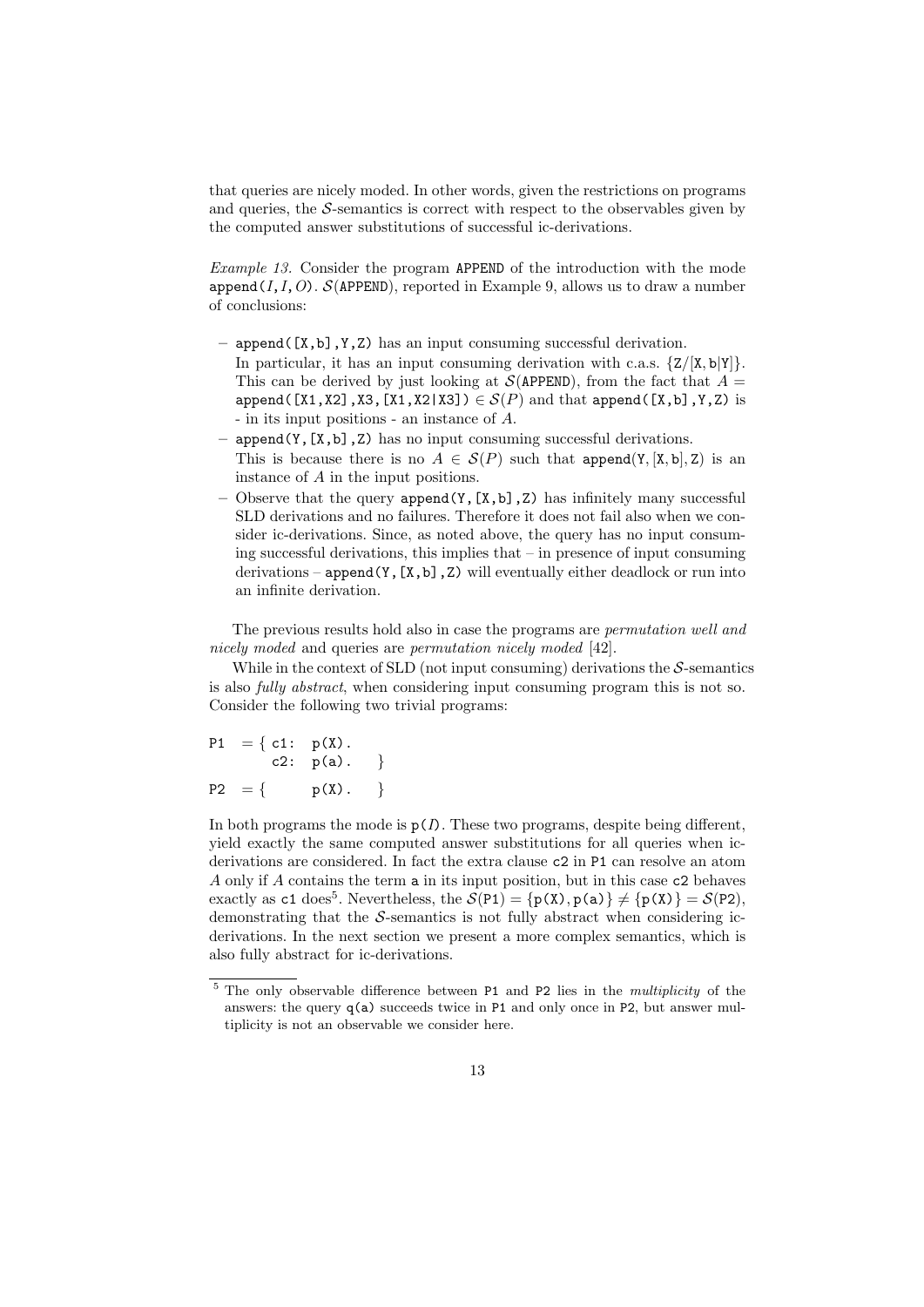that queries are nicely moded. In other words, given the restrictions on programs and queries, the $\mathcal{S}$-semantics is correct with respect to the observables given by the computed answer substitutions of successful ic-derivations.

*Example 13.* Consider the program APPEND of the introduction with the mode append$(I, I, O)$. $\mathcal{S}$(APPEND), reported in Example 9, allows us to draw a number of conclusions:

- append([X,b],Y,Z) has an input consuming successful derivation.
  In particular, it has an input consuming derivation with c.a.s. {Z/[X,b|Y]}. This can be derived by just looking at $\mathcal{S}$(APPEND), from the fact that $A =$ append([X1,X2],X3,[X1,X2|X3]) $\in \mathcal{S}(P)$ and that append([X,b],Y,Z) is - in its input positions - an instance of $A$.
- append(Y,[X,b],Z) has no input consuming successful derivations.
  This is because there is no $A \in \mathcal{S}(P)$ such that append(Y,[X,b],Z) is an instance of $A$ in the input positions.
- Observe that the query append(Y,[X,b],Z) has infinitely many successful SLD derivations and no failures. Therefore it does not fail also when we consider ic-derivations. Since, as noted above, the query has no input consuming successful derivations, this implies that – in presence of input consuming derivations – append(Y,[X,b],Z) will eventually either deadlock or run into an infinite derivation.

The previous results hold also in case the programs are *permutation well and nicely moded* and queries are *permutation nicely moded* [42].

While in the context of SLD (not input consuming) derivations the $\mathcal{S}$-semantics is also *fully abstract*, when considering input consuming program this is not so. Consider the following two trivial programs:

```
P1  = { c1:  p(X).
        c2:  p(a).   }
P2  = {      p(X).   }
```

In both programs the mode is p($I$). These two programs, despite being different, yield exactly the same computed answer substitutions for all queries when ic-derivations are considered. In fact the extra clause c2 in P1 can resolve an atom $A$ only if $A$ contains the term a in its input position, but in this case c2 behaves exactly as c1 does[5]. Nevertheless, the $\mathcal{S}$(P1) = {p(X), p(a)} $\neq$ {p(X)} = $\mathcal{S}$(P2), demonstrating that the $\mathcal{S}$-semantics is not fully abstract when considering ic-derivations. In the next section we present a more complex semantics, which is also fully abstract for ic-derivations.

[5] The only observable difference between P1 and P2 lies in the *multiplicity* of the answers: the query q(a) succeeds twice in P1 and only once in P2, but answer multiplicity is not an observable we consider here.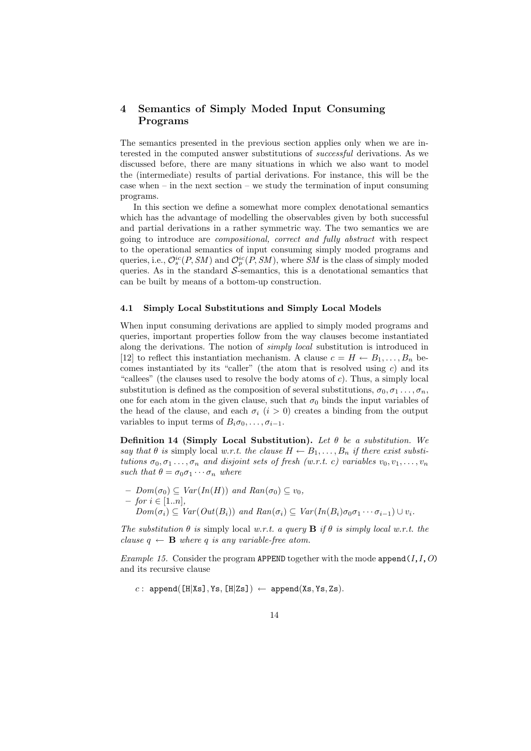## 4 Semantics of Simply Moded Input Consuming Programs

The semantics presented in the previous section applies only when we are interested in the computed answer substitutions of *successful* derivations. As we discussed before, there are many situations in which we also want to model the (intermediate) results of partial derivations. For instance, this will be the case when – in the next section – we study the termination of input consuming programs.

In this section we define a somewhat more complex denotational semantics which has the advantage of modelling the observables given by both successful and partial derivations in a rather symmetric way. The two semantics we are going to introduce are *compositional, correct and fully abstract* with respect to the operational semantics of input consuming simply moded programs and queries, i.e., $\mathcal{O}_s^{ic}(P, SM)$ and $\mathcal{O}_p^{ic}(P, SM)$, where $SM$ is the class of simply moded queries. As in the standard $\mathcal{S}$-semantics, this is a denotational semantics that can be built by means of a bottom-up construction.

### 4.1 Simply Local Substitutions and Simply Local Models

When input consuming derivations are applied to simply moded programs and queries, important properties follow from the way clauses become instantiated along the derivations. The notion of *simply local* substitution is introduced in [12] to reflect this instantiation mechanism. A clause $c = H \leftarrow B_1, \ldots, B_n$ becomes instantiated by its "caller" (the atom that is resolved using $c$) and its "callees" (the clauses used to resolve the body atoms of $c$). Thus, a simply local substitution is defined as the composition of several substitutions, $\sigma_0, \sigma_1 \ldots, \sigma_n$, one for each atom in the given clause, such that $\sigma_0$ binds the input variables of the head of the clause, and each $\sigma_i$ $(i > 0)$ creates a binding from the output variables to input terms of $B_i\sigma_0, \ldots, \sigma_{i-1}$.

**Definition 14 (Simply Local Substitution).** *Let $\theta$ be a substitution. We say that $\theta$ is* simply local *w.r.t. the clause $H \leftarrow B_1, \ldots, B_n$ if there exist substitutions $\sigma_0, \sigma_1 \ldots, \sigma_n$ and disjoint sets of fresh (w.r.t. $c$) variables $v_0, v_1, \ldots, v_n$ such that $\theta = \sigma_0\sigma_1 \cdots \sigma_n$ where*

- *$Dom(\sigma_0) \subseteq Var(In(H))$ and $Ran(\sigma_0) \subseteq v_0$,*
- *for $i \in [1..n]$,*
  *$Dom(\sigma_i) \subseteq Var(Out(B_i))$ and $Ran(\sigma_i) \subseteq Var(In(B_i)\sigma_0\sigma_1 \cdots \sigma_{i-1}) \cup v_i$.*

*The substitution $\theta$ is* simply local *w.r.t. a query* $\mathbf{B}$ *if $\theta$ is simply local w.r.t. the clause $q \leftarrow \mathbf{B}$ where $q$ is any variable-free atom.*

*Example 15.* Consider the program `APPEND` together with the mode `append`$(I, I, O)$ and its recursive clause

$c$ : `append([H|Xs], Ys, [H|Zs])` $\leftarrow$ `append(Xs, Ys, Zs)`.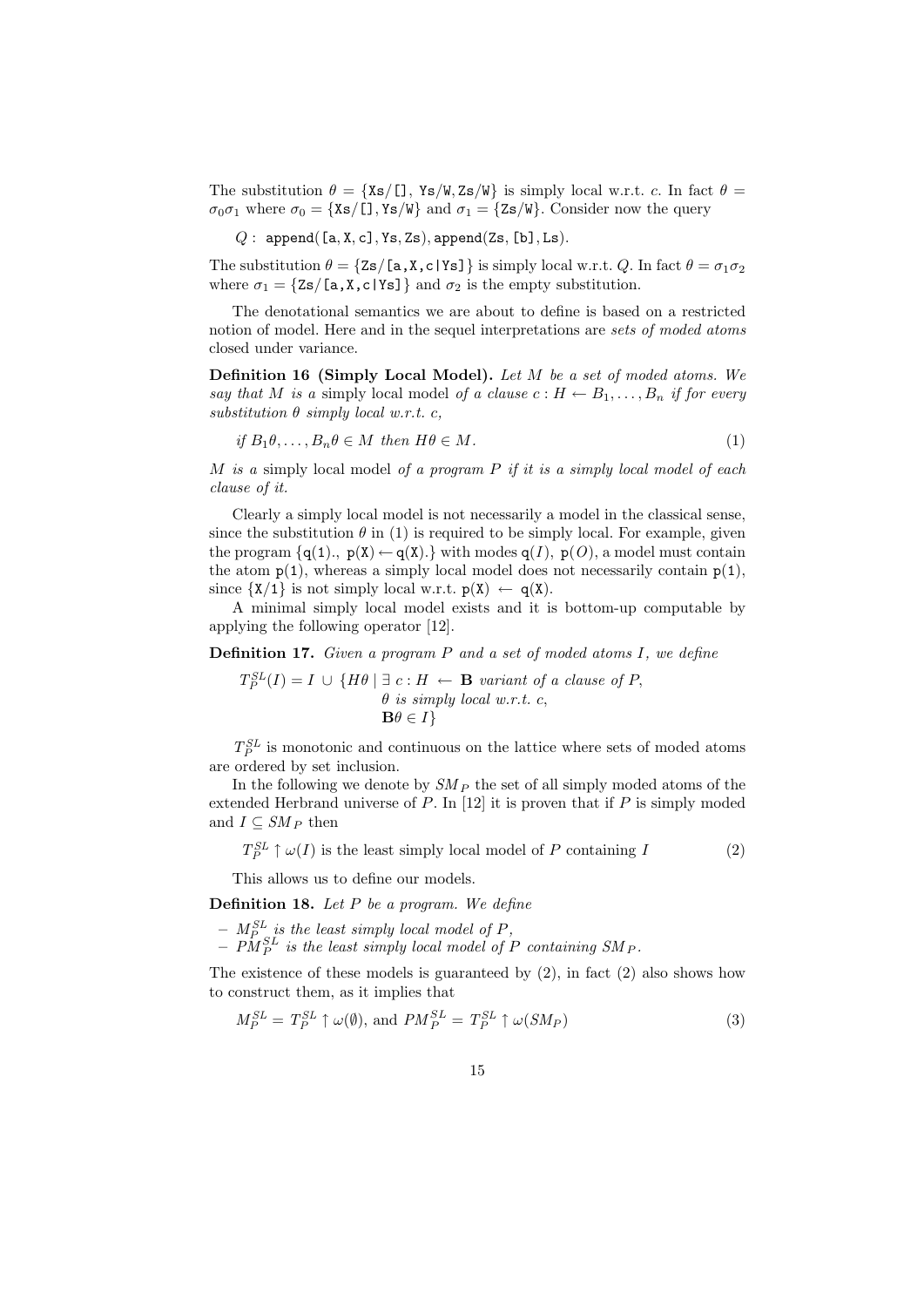The substitution $\theta = \{\texttt{Xs/[]},\ \texttt{Ys/W}, \texttt{Zs/W}\}$ is simply local w.r.t. $c$. In fact $\theta = \sigma_0\sigma_1$ where $\sigma_0 = \{\texttt{Xs/[]}, \texttt{Ys/W}\}$ and $\sigma_1 = \{\texttt{Zs/W}\}$. Consider now the query

$Q:$ `append([a,X,c],Ys,Zs),append(Zs,[b],Ls).`

The substitution $\theta = \{\texttt{Zs/[a,X,c|Ys]}\}$ is simply local w.r.t. $Q$. In fact $\theta = \sigma_1\sigma_2$ where $\sigma_1 = \{\texttt{Zs/[a,X,c|Ys]}\}$ and $\sigma_2$ is the empty substitution.

The denotational semantics we are about to define is based on a restricted notion of model. Here and in the sequel interpretations are *sets of moded atoms* closed under variance.

**Definition 16 (Simply Local Model).** *Let $M$ be a set of moded atoms. We say that $M$ is a* simply local model *of a clause $c : H \leftarrow B_1, \ldots, B_n$ if for every substitution $\theta$ simply local w.r.t. $c$,*

$$\textit{if } B_1\theta, \ldots, B_n\theta \in M \textit{ then } H\theta \in M. \tag{1}$$

*$M$ is a* simply local model *of a program $P$ if it is a simply local model of each clause of it.*

Clearly a simply local model is not necessarily a model in the classical sense, since the substitution $\theta$ in (1) is required to be simply local. For example, given the program $\{\texttt{q(1).},\ \texttt{p(X)} \leftarrow \texttt{q(X).}\}$ with modes $\texttt{q}(I)$, $\texttt{p}(O)$, a model must contain the atom $\texttt{p(1)}$, whereas a simply local model does not necessarily contain $\texttt{p(1)}$, since $\{\texttt{X/1}\}$ is not simply local w.r.t. $\texttt{p(X)} \leftarrow \texttt{q(X)}$.

A minimal simply local model exists and it is bottom-up computable by applying the following operator [12].

**Definition 17.** *Given a program $P$ and a set of moded atoms $I$, we define*

$$T_P^{SL}(I) = I \cup \{H\theta \mid \exists\, c : H \leftarrow \mathbf{B} \textit{ variant of a clause of } P, \; \theta \textit{ is simply local w.r.t. } c, \; \mathbf{B}\theta \in I\}$$

$T_P^{SL}$ is monotonic and continuous on the lattice where sets of moded atoms are ordered by set inclusion.

In the following we denote by $SM_P$ the set of all simply moded atoms of the extended Herbrand universe of $P$. In [12] it is proven that if $P$ is simply moded and $I \subseteq SM_P$ then

$$T_P^{SL} \uparrow \omega(I) \text{ is the least simply local model of } P \text{ containing } I \tag{2}$$

This allows us to define our models.

**Definition 18.** *Let $P$ be a program. We define*

- *$M_P^{SL}$ is the least simply local model of $P$,*
- *$PM_P^{SL}$ is the least simply local model of $P$ containing $SM_P$.*

The existence of these models is guaranteed by (2), in fact (2) also shows how to construct them, as it implies that

$$M_P^{SL} = T_P^{SL} \uparrow \omega(\emptyset), \text{ and } PM_P^{SL} = T_P^{SL} \uparrow \omega(SM_P) \tag{3}$$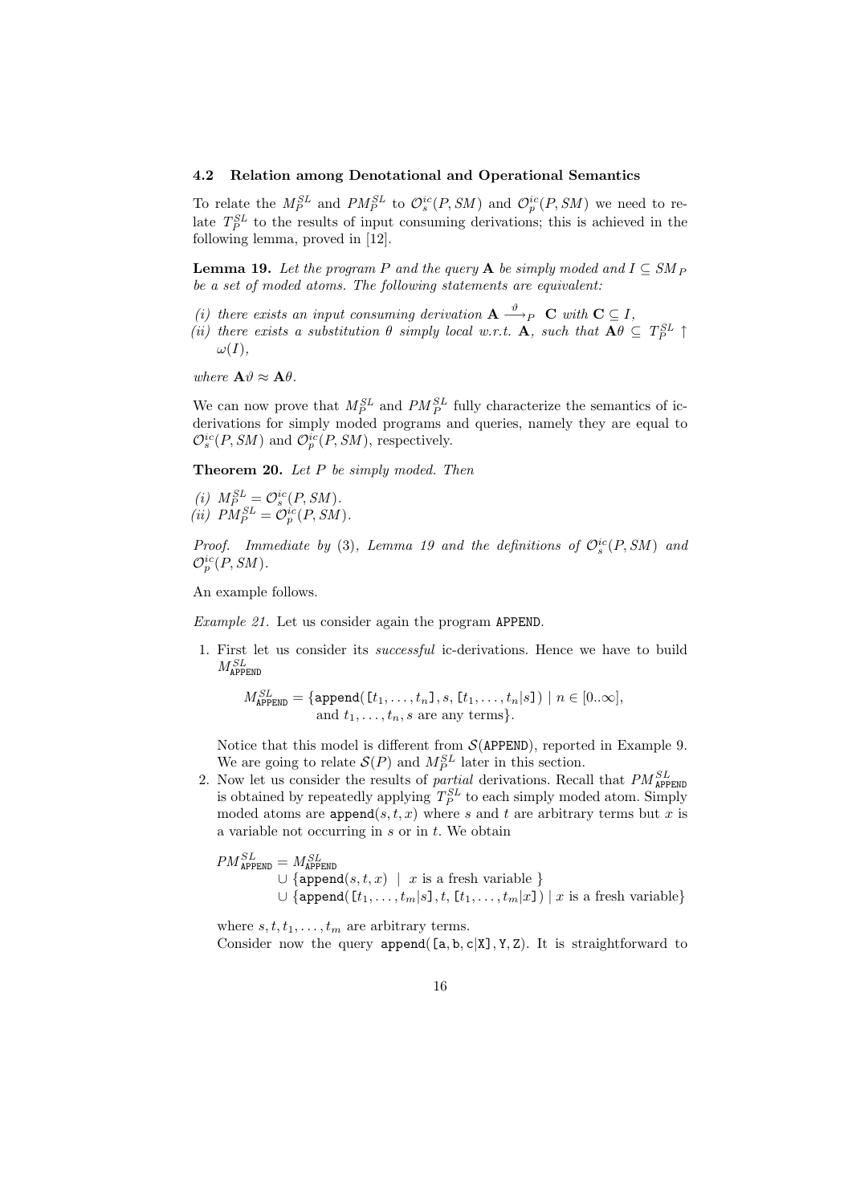### 4.2 Relation among Denotational and Operational Semantics

To relate the $M_P^{SL}$ and $PM_P^{SL}$ to $\mathcal{O}_s^{ic}(P, SM)$ and $\mathcal{O}_p^{ic}(P, SM)$ we need to relate $T_P^{SL}$ to the results of input consuming derivations; this is achieved in the following lemma, proved in [12].

**Lemma 19.** *Let the program $P$ and the query $\mathbf{A}$ be simply moded and $I \subseteq SM_P$ be a set of moded atoms. The following statements are equivalent:*

*(i) there exists an input consuming derivation $\mathbf{A} \xrightarrow{\vartheta}_P \mathbf{C}$ with $\mathbf{C} \subseteq I$,*
*(ii) there exists a substitution $\theta$ simply local w.r.t. $\mathbf{A}$, such that $\mathbf{A}\theta \subseteq T_P^{SL} \uparrow \omega(I)$,*

*where $\mathbf{A}\vartheta \approx \mathbf{A}\theta$.*

We can now prove that $M_P^{SL}$ and $PM_P^{SL}$ fully characterize the semantics of ic-derivations for simply moded programs and queries, namely they are equal to $\mathcal{O}_s^{ic}(P, SM)$ and $\mathcal{O}_p^{ic}(P, SM)$, respectively.

**Theorem 20.** *Let $P$ be simply moded. Then*

*(i) $M_P^{SL} = \mathcal{O}_s^{ic}(P, SM)$.*
*(ii) $PM_P^{SL} = \mathcal{O}_p^{ic}(P, SM)$.*

*Proof.* *Immediate by* (3), *Lemma 19 and the definitions of $\mathcal{O}_s^{ic}(P, SM)$ and $\mathcal{O}_p^{ic}(P, SM)$.*

An example follows.

*Example 21.* Let us consider again the program APPEND.

1. First let us consider its *successful* ic-derivations. Hence we have to build $M_{\texttt{APPEND}}^{SL}$

   $$M_{\texttt{APPEND}}^{SL} = \{\texttt{append}(\texttt{[}t_1, \ldots, t_n\texttt{]}, s, \texttt{[}t_1, \ldots, t_n|s\texttt{]}) \mid n \in [0..\infty], \text{ and } t_1, \ldots, t_n, s \text{ are any terms}\}.$$

   Notice that this model is different from $\mathcal{S}(\texttt{APPEND})$, reported in Example 9. We are going to relate $\mathcal{S}(P)$ and $M_P^{SL}$ later in this section.

2. Now let us consider the results of *partial* derivations. Recall that $PM_{\texttt{APPEND}}^{SL}$ is obtained by repeatedly applying $T_P^{SL}$ to each simply moded atom. Simply moded atoms are $\texttt{append}(s, t, x)$ where $s$ and $t$ are arbitrary terms but $x$ is a variable not occurring in $s$ or in $t$. We obtain

   $$\begin{aligned} PM_{\texttt{APPEND}}^{SL} = \; & M_{\texttt{APPEND}}^{SL} \\ & \cup \{\texttt{append}(s, t, x) \mid x \text{ is a fresh variable } \} \\ & \cup \{\texttt{append}(\texttt{[}t_1, \ldots, t_m|s\texttt{]}, t, \texttt{[}t_1, \ldots, t_m|x\texttt{]}) \mid x \text{ is a fresh variable}\} \end{aligned}$$

   where $s, t, t_1, \ldots, t_m$ are arbitrary terms.
   Consider now the query append([a,b,c|X],Y,Z). It is straightforward to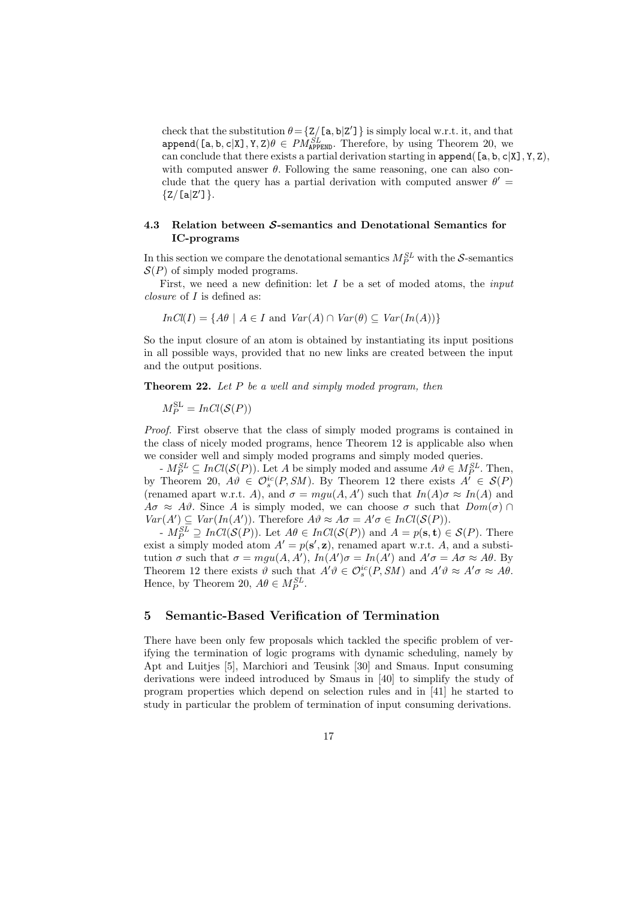check that the substitution $\theta = \{\mathtt{Z}/[\mathtt{a},\mathtt{b}|\mathtt{Z'}]\}$ is simply local w.r.t. it, and that $\mathtt{append}([\mathtt{a},\mathtt{b},\mathtt{c}|\mathtt{X}],\mathtt{Y},\mathtt{Z})\theta \in PM^{SL}_{\mathtt{APPEND}}$. Therefore, by using Theorem 20, we can conclude that there exists a partial derivation starting in $\mathtt{append}([\mathtt{a},\mathtt{b},\mathtt{c}|\mathtt{X}],\mathtt{Y},\mathtt{Z})$, with computed answer $\theta$. Following the same reasoning, one can also conclude that the query has a partial derivation with computed answer $\theta' = \{\mathtt{Z}/[\mathtt{a}|\mathtt{Z'}]\}$.

### 4.3 Relation between $\mathcal{S}$-semantics and Denotational Semantics for IC-programs

In this section we compare the denotational semantics $M^{SL}_P$ with the $\mathcal{S}$-semantics $\mathcal{S}(P)$ of simply moded programs.

First, we need a new definition: let $I$ be a set of moded atoms, the *input closure* of $I$ is defined as:

$$InCl(I) = \{A\theta \mid A \in I \text{ and } Var(A) \cap Var(\theta) \subseteq Var(In(A))\}$$

So the input closure of an atom is obtained by instantiating its input positions in all possible ways, provided that no new links are created between the input and the output positions.

**Theorem 22.** *Let $P$ be a well and simply moded program, then*

$$M^{\mathrm{SL}}_P = InCl(\mathcal{S}(P))$$

*Proof.* First observe that the class of simply moded programs is contained in the class of nicely moded programs, hence Theorem 12 is applicable also when we consider well and simply moded programs and simply moded queries.

- $M^{SL}_P \subseteq InCl(\mathcal{S}(P))$. Let $A$ be simply moded and assume $A\vartheta \in M^{SL}_P$. Then, by Theorem 20, $A\vartheta \in \mathcal{O}^{ic}_s(P, SM)$. By Theorem 12 there exists $A' \in \mathcal{S}(P)$ (renamed apart w.r.t. $A$), and $\sigma = mgu(A, A')$ such that $In(A)\sigma \approx In(A)$ and $A\sigma \approx A\vartheta$. Since $A$ is simply moded, we can choose $\sigma$ such that $Dom(\sigma) \cap Var(A') \subseteq Var(In(A'))$. Therefore $A\vartheta \approx A\sigma = A'\sigma \in InCl(\mathcal{S}(P))$.

- $M^{SL}_P \supseteq InCl(\mathcal{S}(P))$. Let $A\theta \in InCl(\mathcal{S}(P))$ and $A = p(\mathbf{s}, \mathbf{t}) \in \mathcal{S}(P)$. There exist a simply moded atom $A' = p(\mathbf{s}', \mathbf{z})$, renamed apart w.r.t. $A$, and a substitution $\sigma$ such that $\sigma = mgu(A, A')$, $In(A')\sigma = In(A')$ and $A'\sigma = A\sigma \approx A\theta$. By Theorem 12 there exists $\vartheta$ such that $A'\vartheta \in \mathcal{O}^{ic}_s(P, SM)$ and $A'\vartheta \approx A'\sigma \approx A\theta$. Hence, by Theorem 20, $A\theta \in M^{SL}_P$.

## 5 Semantic-Based Verification of Termination

There have been only few proposals which tackled the specific problem of verifying the termination of logic programs with dynamic scheduling, namely by Apt and Luitjes [5], Marchiori and Teusink [30] and Smaus. Input consuming derivations were indeed introduced by Smaus in [40] to simplify the study of program properties which depend on selection rules and in [41] he started to study in particular the problem of termination of input consuming derivations.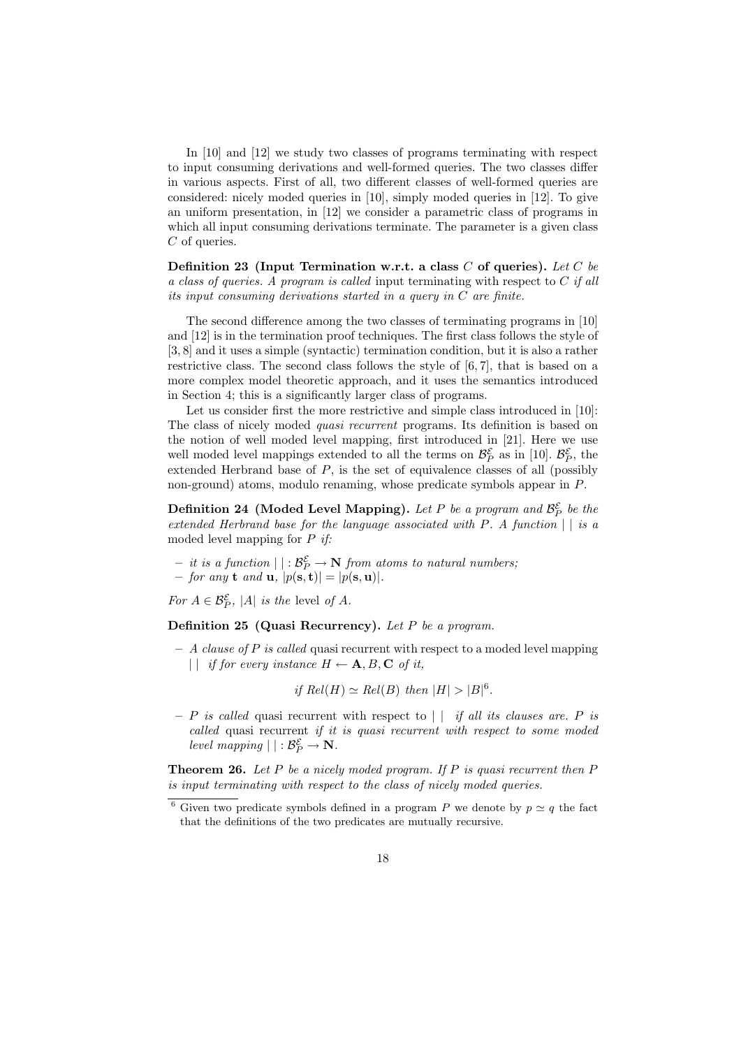In [10] and [12] we study two classes of programs terminating with respect to input consuming derivations and well-formed queries. The two classes differ in various aspects. First of all, two different classes of well-formed queries are considered: nicely moded queries in [10], simply moded queries in [12]. To give an uniform presentation, in [12] we consider a parametric class of programs in which all input consuming derivations terminate. The parameter is a given class $C$ of queries.

**Definition 23 (Input Termination w.r.t. a class $C$ of queries).** *Let $C$ be a class of queries. A program is called* input terminating *with respect to $C$ if all its input consuming derivations started in a query in $C$ are finite.*

The second difference among the two classes of terminating programs in [10] and [12] is in the termination proof techniques. The first class follows the style of [3, 8] and it uses a simple (syntactic) termination condition, but it is also a rather restrictive class. The second class follows the style of [6, 7], that is based on a more complex model theoretic approach, and it uses the semantics introduced in Section 4; this is a significantly larger class of programs.

Let us consider first the more restrictive and simple class introduced in [10]: The class of nicely moded *quasi recurrent* programs. Its definition is based on the notion of well moded level mapping, first introduced in [21]. Here we use well moded level mappings extended to all the terms on $\mathcal{B}^{\mathcal{E}}_P$ as in [10]. $\mathcal{B}^{\mathcal{E}}_P$, the extended Herbrand base of $P$, is the set of equivalence classes of all (possibly non-ground) atoms, modulo renaming, whose predicate symbols appear in $P$.

**Definition 24 (Moded Level Mapping).** *Let $P$ be a program and $\mathcal{B}^{\mathcal{E}}_P$ be the extended Herbrand base for the language associated with $P$. A function $|\ |$ is a* moded level mapping *for $P$ if:*

- *it is a function $|\ | : \mathcal{B}^{\mathcal{E}}_P \rightarrow \mathbf{N}$ from atoms to natural numbers;*
- *for any $\mathbf{t}$ and $\mathbf{u}$, $|p(\mathbf{s}, \mathbf{t})| = |p(\mathbf{s}, \mathbf{u})|$.*

*For $A \in \mathcal{B}^{\mathcal{E}}_P$, $|A|$ is the* level *of $A$.*

**Definition 25 (Quasi Recurrency).** *Let $P$ be a program.*

- *A clause of $P$ is called* quasi recurrent *with respect to a moded level mapping $|\ |$ if for every instance $H \leftarrow \mathbf{A}, B, \mathbf{C}$ of it,*

$$\textit{if } Rel(H) \simeq Rel(B) \textit{ then } |H| > |B|\text{[6]}.$$

- *$P$ is called* quasi recurrent *with respect to $|\ |$ if all its clauses are. $P$ is called* quasi recurrent *if it is quasi recurrent with respect to some moded level mapping $|\ | : \mathcal{B}^{\mathcal{E}}_P \rightarrow \mathbf{N}$.*

**Theorem 26.** *Let $P$ be a nicely moded program. If $P$ is quasi recurrent then $P$ is input terminating with respect to the class of nicely moded queries.*

[6] Given two predicate symbols defined in a program $P$ we denote by $p \simeq q$ the fact that the definitions of the two predicates are mutually recursive.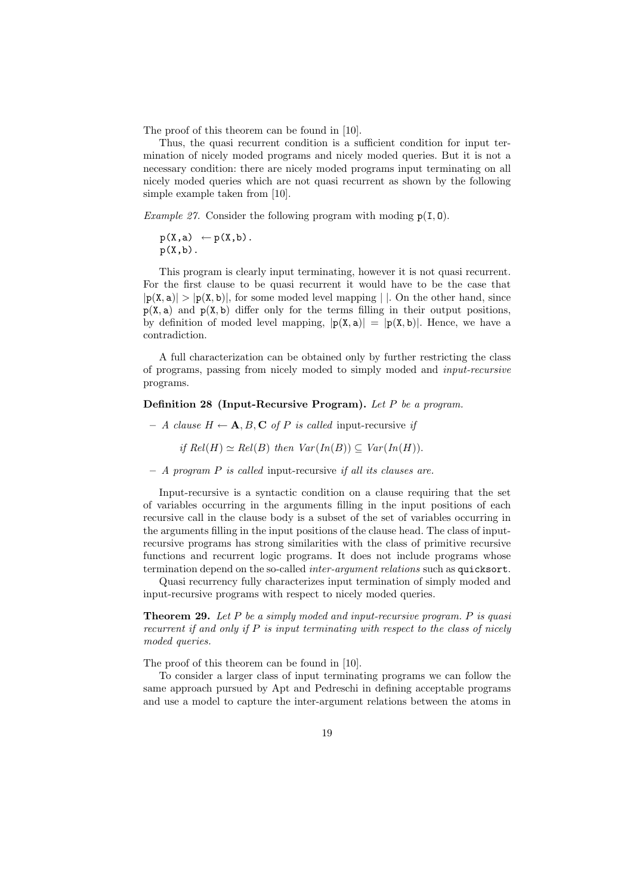The proof of this theorem can be found in [10].

Thus, the quasi recurrent condition is a sufficient condition for input termination of nicely moded programs and nicely moded queries. But it is not a necessary condition: there are nicely moded programs input terminating on all nicely moded queries which are not quasi recurrent as shown by the following simple example taken from [10].

*Example 27.* Consider the following program with moding p(I, O).

```
p(X,a)  ← p(X,b).
p(X,b).
```

This program is clearly input terminating, however it is not quasi recurrent. For the first clause to be quasi recurrent it would have to be the case that $|\texttt{p(X,a)}| > |\texttt{p(X,b)}|$, for some moded level mapping $|\ |$. On the other hand, since p(X, a) and p(X, b) differ only for the terms filling in their output positions, by definition of moded level mapping, $|\texttt{p(X,a)}| = |\texttt{p(X,b)}|$. Hence, we have a contradiction.

A full characterization can be obtained only by further restricting the class of programs, passing from nicely moded to simply moded and *input-recursive* programs.

**Definition 28 (Input-Recursive Program).** *Let $P$ be a program.*

- *A clause $H \leftarrow \mathbf{A}, B, \mathbf{C}$ of $P$ is called* input-recursive *if*

  *if $Rel(H) \simeq Rel(B)$ then $Var(In(B)) \subseteq Var(In(H))$.*

- *A program $P$ is called* input-recursive *if all its clauses are.*

Input-recursive is a syntactic condition on a clause requiring that the set of variables occurring in the arguments filling in the input positions of each recursive call in the clause body is a subset of the set of variables occurring in the arguments filling in the input positions of the clause head. The class of input-recursive programs has strong similarities with the class of primitive recursive functions and recurrent logic programs. It does not include programs whose termination depend on the so-called *inter-argument relations* such as quicksort.

Quasi recurrency fully characterizes input termination of simply moded and input-recursive programs with respect to nicely moded queries.

**Theorem 29.** *Let $P$ be a simply moded and input-recursive program. $P$ is quasi recurrent if and only if $P$ is input terminating with respect to the class of nicely moded queries.*

The proof of this theorem can be found in [10].

To consider a larger class of input terminating programs we can follow the same approach pursued by Apt and Pedreschi in defining acceptable programs and use a model to capture the inter-argument relations between the atoms in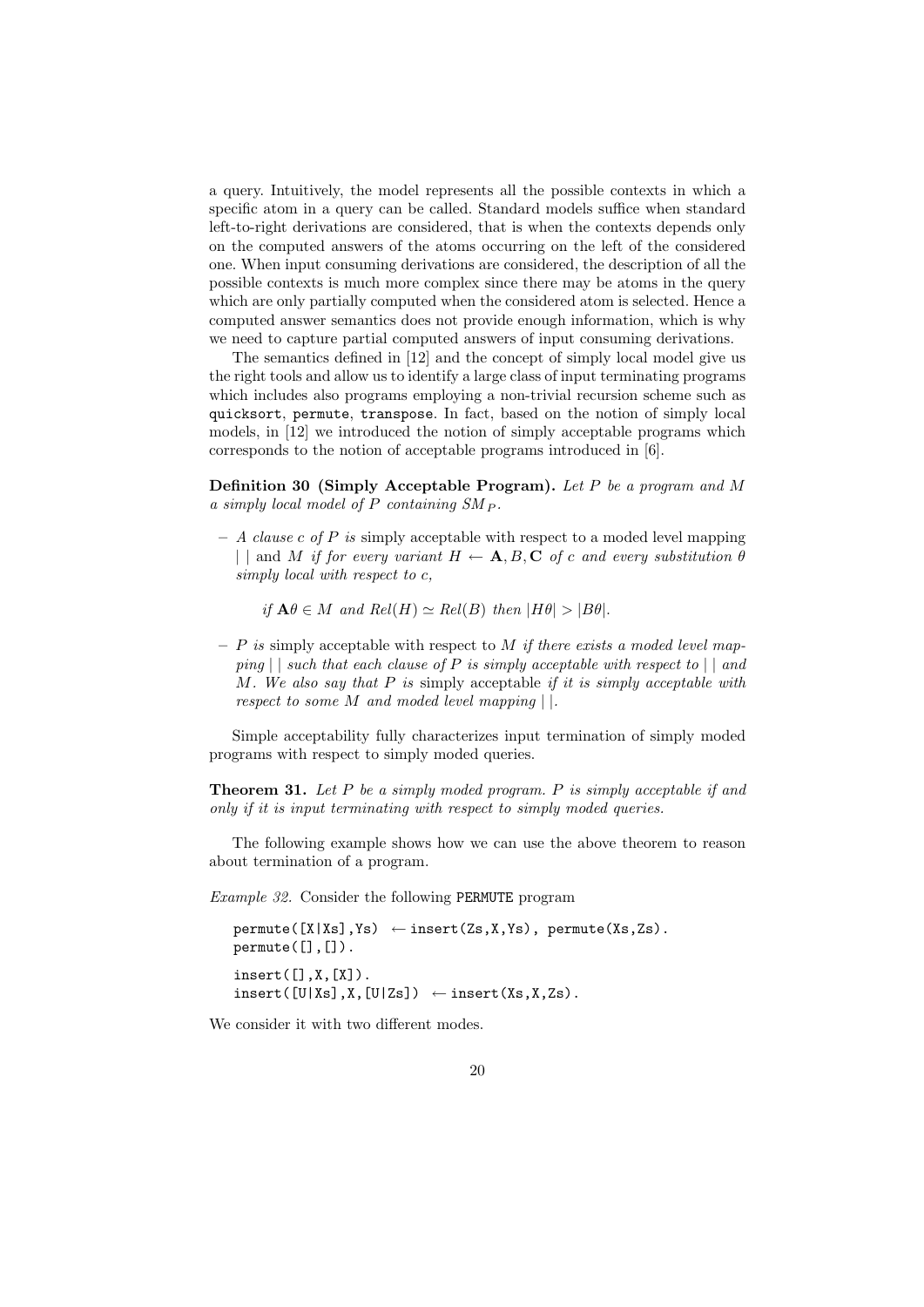a query. Intuitively, the model represents all the possible contexts in which a specific atom in a query can be called. Standard models suffice when standard left-to-right derivations are considered, that is when the contexts depends only on the computed answers of the atoms occurring on the left of the considered one. When input consuming derivations are considered, the description of all the possible contexts is much more complex since there may be atoms in the query which are only partially computed when the considered atom is selected. Hence a computed answer semantics does not provide enough information, which is why we need to capture partial computed answers of input consuming derivations.

The semantics defined in [12] and the concept of simply local model give us the right tools and allow us to identify a large class of input terminating programs which includes also programs employing a non-trivial recursion scheme such as `quicksort`, `permute`, `transpose`. In fact, based on the notion of simply local models, in [12] we introduced the notion of simply acceptable programs which corresponds to the notion of acceptable programs introduced in [6].

**Definition 30 (Simply Acceptable Program).** *Let $P$ be a program and $M$ a simply local model of $P$ containing $SM_P$.*

- *A clause $c$ of $P$ is* simply acceptable with respect to a moded level mapping $|\ |$ and $M$ *if for every variant $H \leftarrow \mathbf{A}, B, \mathbf{C}$ of $c$ and every substitution $\theta$ simply local with respect to $c$,*

  *if $\mathbf{A}\theta \in M$ and $Rel(H) \simeq Rel(B)$ then $|H\theta| > |B\theta|$.*

- *$P$ is* simply acceptable with respect to $M$ *if there exists a moded level mapping $|\ |$ such that each clause of $P$ is simply acceptable with respect to $|\ |$ and $M$. We also say that $P$ is* simply acceptable *if it is simply acceptable with respect to some $M$ and moded level mapping $|\ |$.*

Simple acceptability fully characterizes input termination of simply moded programs with respect to simply moded queries.

**Theorem 31.** *Let $P$ be a simply moded program. $P$ is simply acceptable if and only if it is input terminating with respect to simply moded queries.*

The following example shows how we can use the above theorem to reason about termination of a program.

*Example 32.* Consider the following `PERMUTE` program

```
permute([X|Xs],Ys) ← insert(Zs,X,Ys), permute(Xs,Zs).
permute([],[]).

insert([],X,[X]).
insert([U|Xs],X,[U|Zs]) ← insert(Xs,X,Zs).
```

We consider it with two different modes.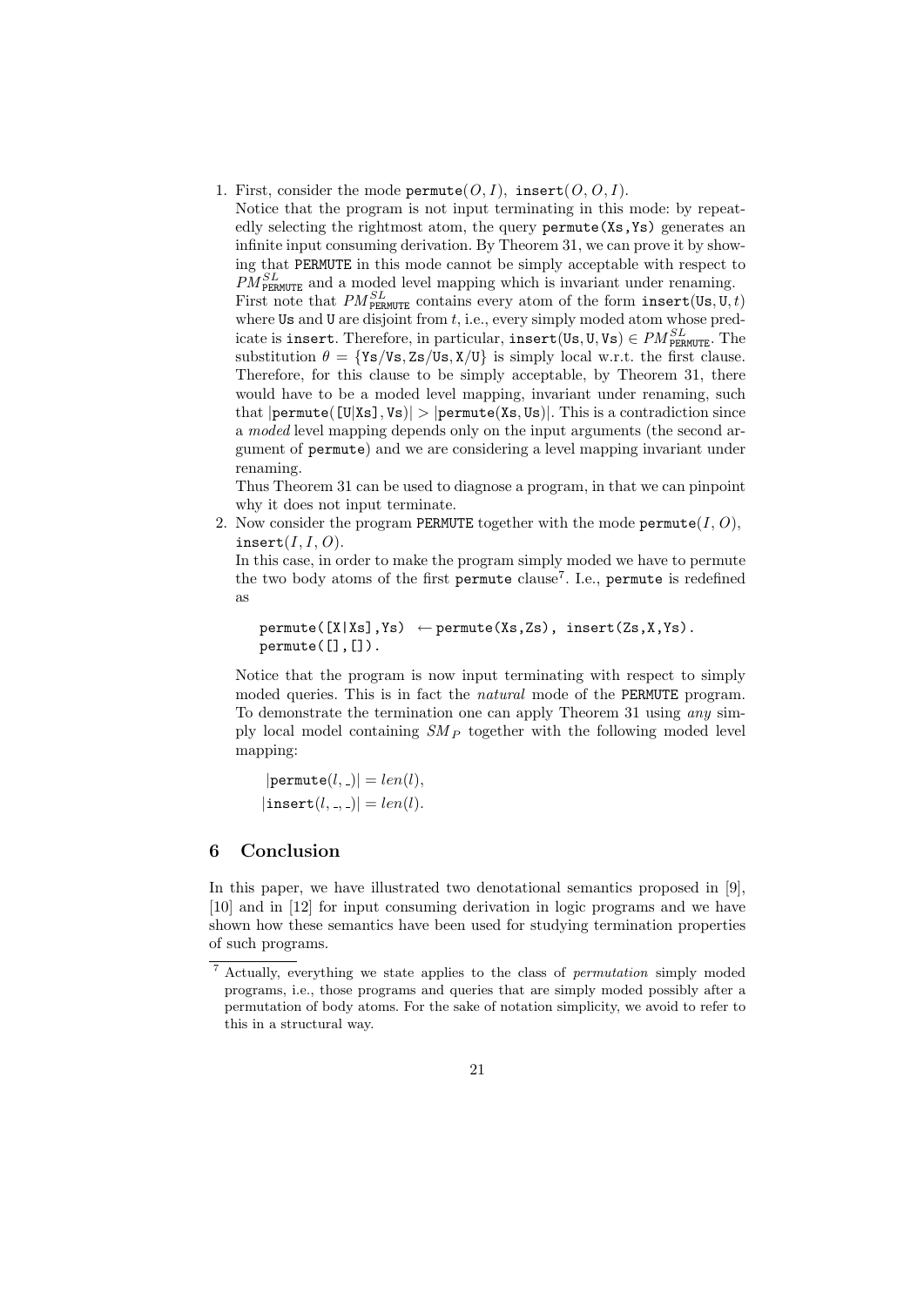1. First, consider the mode permute$(O, I)$, insert$(O, O, I)$.
   Notice that the program is not input terminating in this mode: by repeatedly selecting the rightmost atom, the query `permute(Xs,Ys)` generates an infinite input consuming derivation. By Theorem 31, we can prove it by showing that PERMUTE in this mode cannot be simply acceptable with respect to $PM^{SL}_{\texttt{PERMUTE}}$ and a moded level mapping which is invariant under renaming.
   First note that $PM^{SL}_{\texttt{PERMUTE}}$ contains every atom of the form $\texttt{insert}(\texttt{Us}, \texttt{U}, t)$ where Us and U are disjoint from $t$, i.e., every simply moded atom whose predicate is insert. Therefore, in particular, $\texttt{insert}(\texttt{Us}, \texttt{U}, \texttt{Vs}) \in PM^{SL}_{\texttt{PERMUTE}}$. The substitution $\theta = \{\texttt{Ys}/\texttt{Vs}, \texttt{Zs}/\texttt{Us}, \texttt{X}/\texttt{U}\}$ is simply local w.r.t. the first clause. Therefore, for this clause to be simply acceptable, by Theorem 31, there would have to be a moded level mapping, invariant under renaming, such that $|\texttt{permute([U|Xs]}, \texttt{Vs)}| > |\texttt{permute(Xs}, \texttt{Us)}|$. This is a contradiction since a *moded* level mapping depends only on the input arguments (the second argument of permute) and we are considering a level mapping invariant under renaming.
   Thus Theorem 31 can be used to diagnose a program, in that we can pinpoint why it does not input terminate.
2. Now consider the program PERMUTE together with the mode permute$(I, O)$, insert$(I, I, O)$.
   In this case, in order to make the program simply moded we have to permute the two body atoms of the first permute clause[7]. I.e., permute is redefined as

   ```
   permute([X|Xs],Ys) ← permute(Xs,Zs), insert(Zs,X,Ys).
   permute([],[]).
   ```

   Notice that the program is now input terminating with respect to simply moded queries. This is in fact the *natural* mode of the PERMUTE program. To demonstrate the termination one can apply Theorem 31 using *any* simply local model containing $SM_P$ together with the following moded level mapping:

   $$|\texttt{permute}(l, \_)| = len(l),$$
   $$|\texttt{insert}(l, \_, \_)| = len(l).$$

## 6 Conclusion

In this paper, we have illustrated two denotational semantics proposed in [9], [10] and in [12] for input consuming derivation in logic programs and we have shown how these semantics have been used for studying termination properties of such programs.

---

[7] Actually, everything we state applies to the class of *permutation* simply moded programs, i.e., those programs and queries that are simply moded possibly after a permutation of body atoms. For the sake of notation simplicity, we avoid to refer to this in a structural way.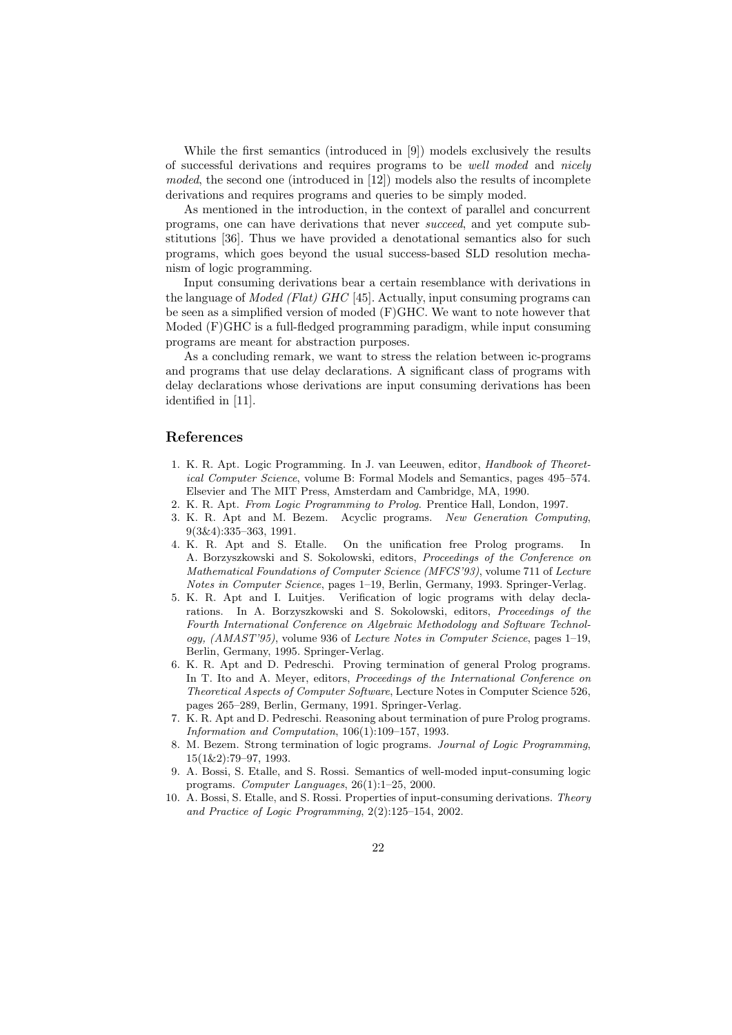While the first semantics (introduced in [9]) models exclusively the results of successful derivations and requires programs to be *well moded* and *nicely moded*, the second one (introduced in [12]) models also the results of incomplete derivations and requires programs and queries to be simply moded.

As mentioned in the introduction, in the context of parallel and concurrent programs, one can have derivations that never *succeed*, and yet compute substitutions [36]. Thus we have provided a denotational semantics also for such programs, which goes beyond the usual success-based SLD resolution mechanism of logic programming.

Input consuming derivations bear a certain resemblance with derivations in the language of *Moded (Flat) GHC* [45]. Actually, input consuming programs can be seen as a simplified version of moded (F)GHC. We want to note however that Moded (F)GHC is a full-fledged programming paradigm, while input consuming programs are meant for abstraction purposes.

As a concluding remark, we want to stress the relation between ic-programs and programs that use delay declarations. A significant class of programs with delay declarations whose derivations are input consuming derivations has been identified in [11].

## References

1. K. R. Apt. Logic Programming. In J. van Leeuwen, editor, *Handbook of Theoretical Computer Science*, volume B: Formal Models and Semantics, pages 495–574. Elsevier and The MIT Press, Amsterdam and Cambridge, MA, 1990.
2. K. R. Apt. *From Logic Programming to Prolog*. Prentice Hall, London, 1997.
3. K. R. Apt and M. Bezem. Acyclic programs. *New Generation Computing*, 9(3&4):335–363, 1991.
4. K. R. Apt and S. Etalle. On the unification free Prolog programs. In A. Borzyszkowski and S. Sokolowski, editors, *Proceedings of the Conference on Mathematical Foundations of Computer Science (MFCS'93)*, volume 711 of *Lecture Notes in Computer Science*, pages 1–19, Berlin, Germany, 1993. Springer-Verlag.
5. K. R. Apt and I. Luitjes. Verification of logic programs with delay declarations. In A. Borzyszkowski and S. Sokolowski, editors, *Proceedings of the Fourth International Conference on Algebraic Methodology and Software Technology, (AMAST'95)*, volume 936 of *Lecture Notes in Computer Science*, pages 1–19, Berlin, Germany, 1995. Springer-Verlag.
6. K. R. Apt and D. Pedreschi. Proving termination of general Prolog programs. In T. Ito and A. Meyer, editors, *Proceedings of the International Conference on Theoretical Aspects of Computer Software*, Lecture Notes in Computer Science 526, pages 265–289, Berlin, Germany, 1991. Springer-Verlag.
7. K. R. Apt and D. Pedreschi. Reasoning about termination of pure Prolog programs. *Information and Computation*, 106(1):109–157, 1993.
8. M. Bezem. Strong termination of logic programs. *Journal of Logic Programming*, 15(1&2):79–97, 1993.
9. A. Bossi, S. Etalle, and S. Rossi. Semantics of well-moded input-consuming logic programs. *Computer Languages*, 26(1):1–25, 2000.
10. A. Bossi, S. Etalle, and S. Rossi. Properties of input-consuming derivations. *Theory and Practice of Logic Programming*, 2(2):125–154, 2002.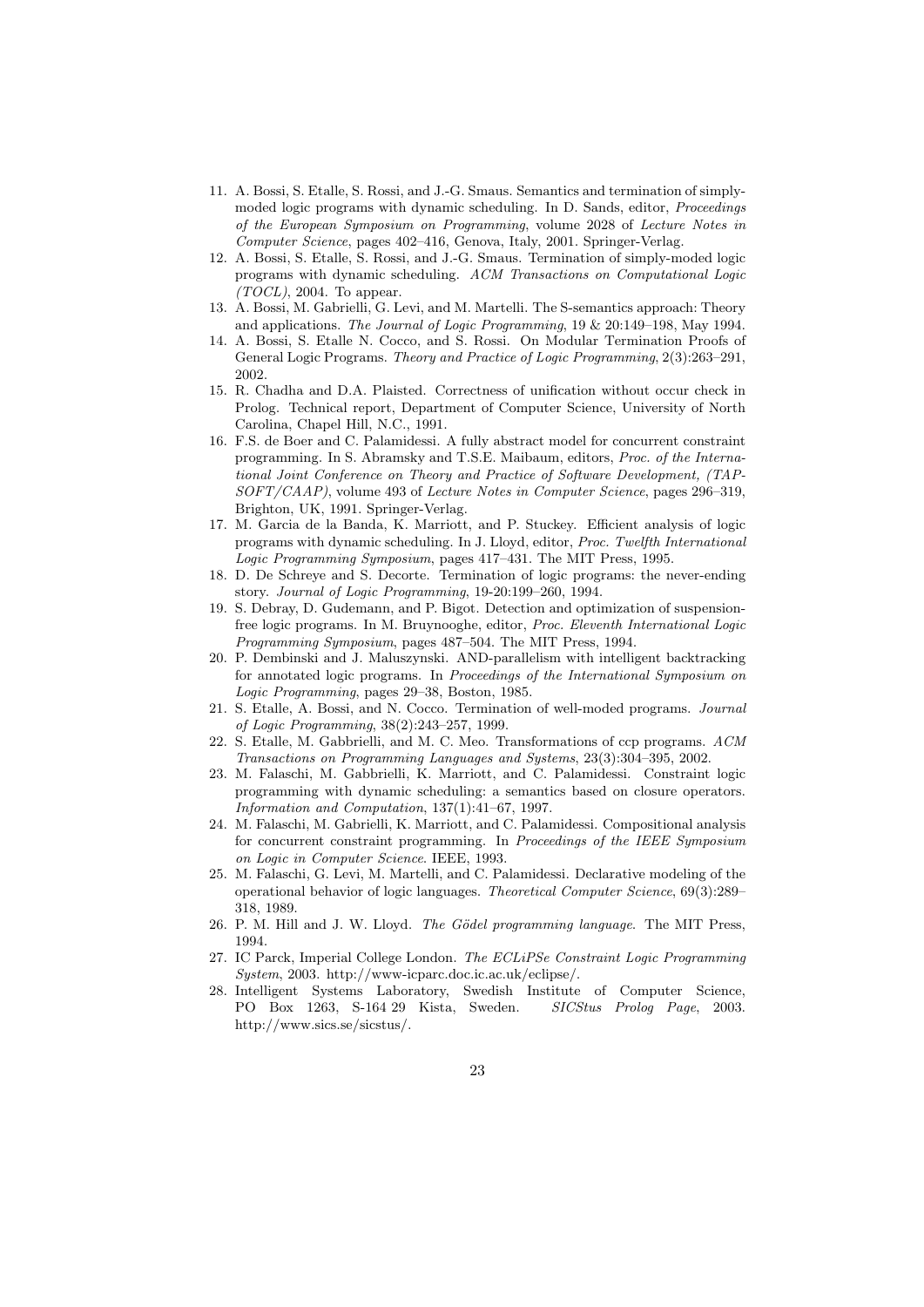11. A. Bossi, S. Etalle, S. Rossi, and J.-G. Smaus. Semantics and termination of simply-moded logic programs with dynamic scheduling. In D. Sands, editor, *Proceedings of the European Symposium on Programming*, volume 2028 of *Lecture Notes in Computer Science*, pages 402–416, Genova, Italy, 2001. Springer-Verlag.
12. A. Bossi, S. Etalle, S. Rossi, and J.-G. Smaus. Termination of simply-moded logic programs with dynamic scheduling. *ACM Transactions on Computational Logic (TOCL)*, 2004. To appear.
13. A. Bossi, M. Gabrielli, G. Levi, and M. Martelli. The S-semantics approach: Theory and applications. *The Journal of Logic Programming*, 19 & 20:149–198, May 1994.
14. A. Bossi, S. Etalle N. Cocco, and S. Rossi. On Modular Termination Proofs of General Logic Programs. *Theory and Practice of Logic Programming*, 2(3):263–291, 2002.
15. R. Chadha and D.A. Plaisted. Correctness of unification without occur check in Prolog. Technical report, Department of Computer Science, University of North Carolina, Chapel Hill, N.C., 1991.
16. F.S. de Boer and C. Palamidessi. A fully abstract model for concurrent constraint programming. In S. Abramsky and T.S.E. Maibaum, editors, *Proc. of the International Joint Conference on Theory and Practice of Software Development, (TAP-SOFT/CAAP)*, volume 493 of *Lecture Notes in Computer Science*, pages 296–319, Brighton, UK, 1991. Springer-Verlag.
17. M. Garcia de la Banda, K. Marriott, and P. Stuckey. Efficient analysis of logic programs with dynamic scheduling. In J. Lloyd, editor, *Proc. Twelfth International Logic Programming Symposium*, pages 417–431. The MIT Press, 1995.
18. D. De Schreye and S. Decorte. Termination of logic programs: the never-ending story. *Journal of Logic Programming*, 19-20:199–260, 1994.
19. S. Debray, D. Gudemann, and P. Bigot. Detection and optimization of suspension-free logic programs. In M. Bruynooghe, editor, *Proc. Eleventh International Logic Programming Symposium*, pages 487–504. The MIT Press, 1994.
20. P. Dembinski and J. Maluszynski. AND-parallelism with intelligent backtracking for annotated logic programs. In *Proceedings of the International Symposium on Logic Programming*, pages 29–38, Boston, 1985.
21. S. Etalle, A. Bossi, and N. Cocco. Termination of well-moded programs. *Journal of Logic Programming*, 38(2):243–257, 1999.
22. S. Etalle, M. Gabbrielli, and M. C. Meo. Transformations of ccp programs. *ACM Transactions on Programming Languages and Systems*, 23(3):304–395, 2002.
23. M. Falaschi, M. Gabbrielli, K. Marriott, and C. Palamidessi. Constraint logic programming with dynamic scheduling: a semantics based on closure operators. *Information and Computation*, 137(1):41–67, 1997.
24. M. Falaschi, M. Gabrielli, K. Marriott, and C. Palamidessi. Compositional analysis for concurrent constraint programming. In *Proceedings of the IEEE Symposium on Logic in Computer Science*. IEEE, 1993.
25. M. Falaschi, G. Levi, M. Martelli, and C. Palamidessi. Declarative modeling of the operational behavior of logic languages. *Theoretical Computer Science*, 69(3):289–318, 1989.
26. P. M. Hill and J. W. Lloyd. *The Gödel programming language*. The MIT Press, 1994.
27. IC Parck, Imperial College London. *The ECLiPSe Constraint Logic Programming System*, 2003. http://www-icparc.doc.ic.ac.uk/eclipse/.
28. Intelligent Systems Laboratory, Swedish Institute of Computer Science, PO Box 1263, S-164 29 Kista, Sweden. *SICStus Prolog Page*, 2003. http://www.sics.se/sicstus/.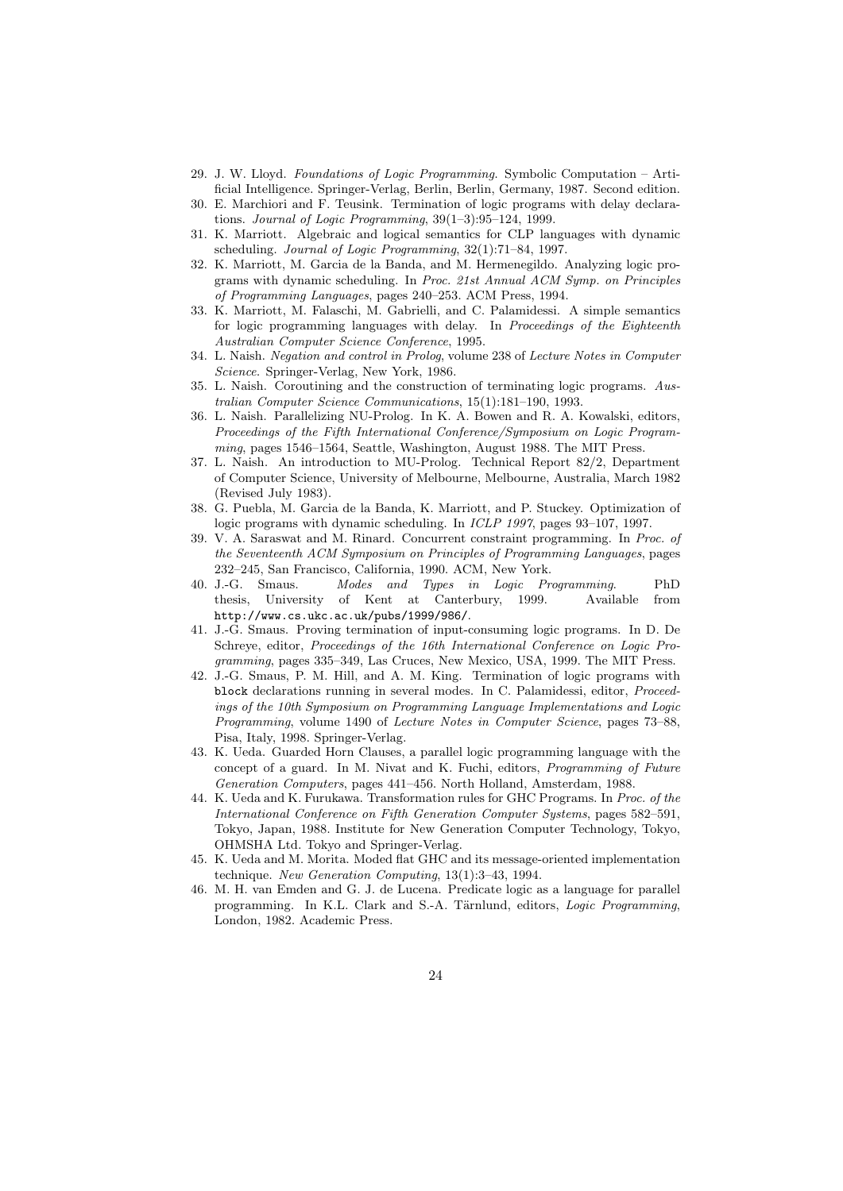29. J. W. Lloyd. *Foundations of Logic Programming*. Symbolic Computation – Artificial Intelligence. Springer-Verlag, Berlin, Berlin, Germany, 1987. Second edition.
30. E. Marchiori and F. Teusink. Termination of logic programs with delay declarations. *Journal of Logic Programming*, 39(1–3):95–124, 1999.
31. K. Marriott. Algebraic and logical semantics for CLP languages with dynamic scheduling. *Journal of Logic Programming*, 32(1):71–84, 1997.
32. K. Marriott, M. Garcia de la Banda, and M. Hermenegildo. Analyzing logic programs with dynamic scheduling. In *Proc. 21st Annual ACM Symp. on Principles of Programming Languages*, pages 240–253. ACM Press, 1994.
33. K. Marriott, M. Falaschi, M. Gabrielli, and C. Palamidessi. A simple semantics for logic programming languages with delay. In *Proceedings of the Eighteenth Australian Computer Science Conference*, 1995.
34. L. Naish. *Negation and control in Prolog*, volume 238 of *Lecture Notes in Computer Science*. Springer-Verlag, New York, 1986.
35. L. Naish. Coroutining and the construction of terminating logic programs. *Australian Computer Science Communications*, 15(1):181–190, 1993.
36. L. Naish. Parallelizing NU-Prolog. In K. A. Bowen and R. A. Kowalski, editors, *Proceedings of the Fifth International Conference/Symposium on Logic Programming*, pages 1546–1564, Seattle, Washington, August 1988. The MIT Press.
37. L. Naish. An introduction to MU-Prolog. Technical Report 82/2, Department of Computer Science, University of Melbourne, Melbourne, Australia, March 1982 (Revised July 1983).
38. G. Puebla, M. Garcia de la Banda, K. Marriott, and P. Stuckey. Optimization of logic programs with dynamic scheduling. In *ICLP 1997*, pages 93–107, 1997.
39. V. A. Saraswat and M. Rinard. Concurrent constraint programming. In *Proc. of the Seventeenth ACM Symposium on Principles of Programming Languages*, pages 232–245, San Francisco, California, 1990. ACM, New York.
40. J.-G. Smaus. *Modes and Types in Logic Programming*. PhD thesis, University of Kent at Canterbury, 1999. Available from `http://www.cs.ukc.ac.uk/pubs/1999/986/`.
41. J.-G. Smaus. Proving termination of input-consuming logic programs. In D. De Schreye, editor, *Proceedings of the 16th International Conference on Logic Programming*, pages 335–349, Las Cruces, New Mexico, USA, 1999. The MIT Press.
42. J.-G. Smaus, P. M. Hill, and A. M. King. Termination of logic programs with `block` declarations running in several modes. In C. Palamidessi, editor, *Proceedings of the 10th Symposium on Programming Language Implementations and Logic Programming*, volume 1490 of *Lecture Notes in Computer Science*, pages 73–88, Pisa, Italy, 1998. Springer-Verlag.
43. K. Ueda. Guarded Horn Clauses, a parallel logic programming language with the concept of a guard. In M. Nivat and K. Fuchi, editors, *Programming of Future Generation Computers*, pages 441–456. North Holland, Amsterdam, 1988.
44. K. Ueda and K. Furukawa. Transformation rules for GHC Programs. In *Proc. of the International Conference on Fifth Generation Computer Systems*, pages 582–591, Tokyo, Japan, 1988. Institute for New Generation Computer Technology, Tokyo, OHMSHA Ltd. Tokyo and Springer-Verlag.
45. K. Ueda and M. Morita. Moded flat GHC and its message-oriented implementation technique. *New Generation Computing*, 13(1):3–43, 1994.
46. M. H. van Emden and G. J. de Lucena. Predicate logic as a language for parallel programming. In K.L. Clark and S.-A. Tärnlund, editors, *Logic Programming*, London, 1982. Academic Press.